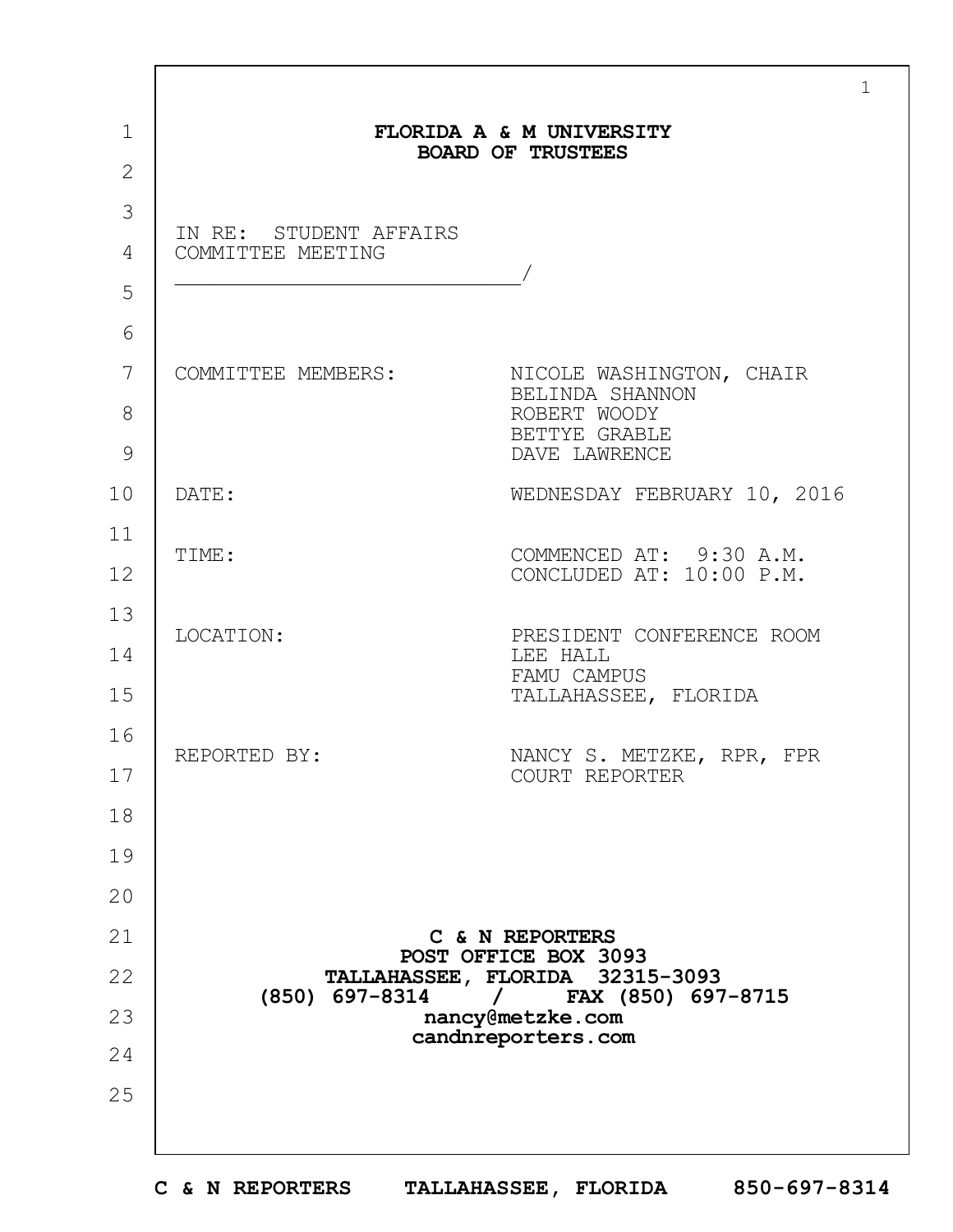# FLORIDA A & M UNIVERSITY
## BOARD OF TRUSTEES

IN RE: STUDENT AFFAIRS
COMMITTEE MEETING
\_\_\_\_\_\_\_\_\_\_\_\_\_\_\_\_\_\_\_\_\_\_\_\_\_\_\_\_\_\_/

| | |
|---|---|
| COMMITTEE MEMBERS: | NICOLE WASHINGTON, CHAIR<br>BELINDA SHANNON<br>ROBERT WOODY<br>BETTYE GRABLE<br>DAVE LAWRENCE |
| DATE: | WEDNESDAY FEBRUARY 10, 2016 |
| TIME: | COMMENCED AT: 9:30 A.M.<br>CONCLUDED AT: 10:00 P.M. |
| LOCATION: | PRESIDENT CONFERENCE ROOM<br>LEE HALL<br>FAMU CAMPUS<br>TALLAHASSEE, FLORIDA |
| REPORTED BY: | NANCY S. METZKE, RPR, FPR<br>COURT REPORTER |

**C & N REPORTERS**
**POST OFFICE BOX 3093**
**TALLAHASSEE, FLORIDA 32315-3093**
**(850) 697-8314 / FAX (850) 697-8715**
**nancy@metzke.com**
**candnreporters.com**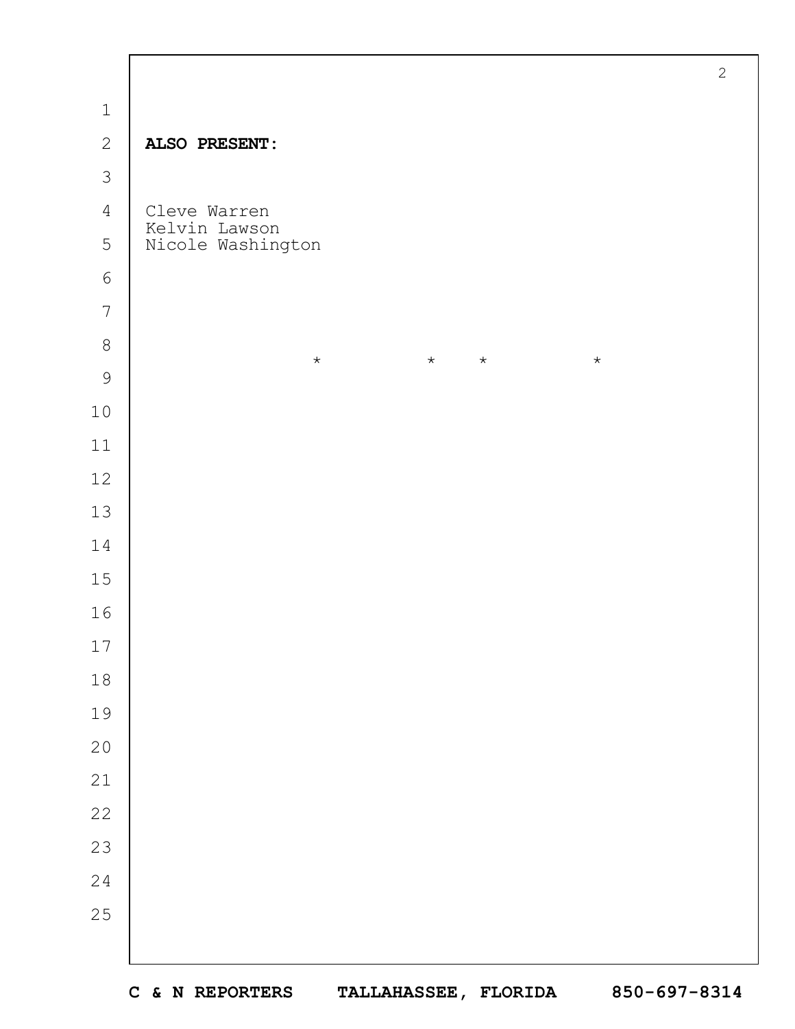**ALSO PRESENT:**

Cleve Warren
Kelvin Lawson
Nicole Washington

\*  \*  \*  \*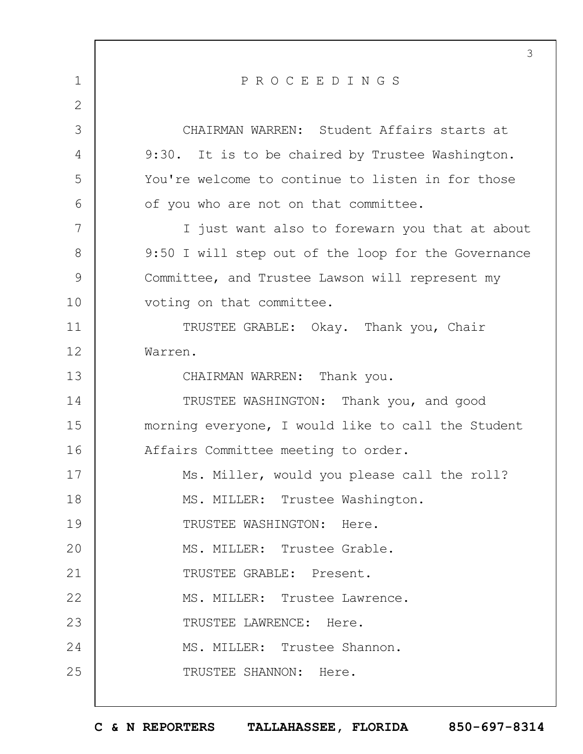# P R O C E E D I N G S

CHAIRMAN WARREN: Student Affairs starts at 9:30. It is to be chaired by Trustee Washington. You're welcome to continue to listen in for those of you who are not on that committee.

I just want also to forewarn you that at about 9:50 I will step out of the loop for the Governance Committee, and Trustee Lawson will represent my voting on that committee.

TRUSTEE GRABLE: Okay. Thank you, Chair Warren.

CHAIRMAN WARREN: Thank you.

TRUSTEE WASHINGTON: Thank you, and good morning everyone, I would like to call the Student Affairs Committee meeting to order.

Ms. Miller, would you please call the roll?

MS. MILLER: Trustee Washington.

TRUSTEE WASHINGTON: Here.

MS. MILLER: Trustee Grable.

TRUSTEE GRABLE: Present.

MS. MILLER: Trustee Lawrence.

TRUSTEE LAWRENCE: Here.

MS. MILLER: Trustee Shannon.

TRUSTEE SHANNON: Here.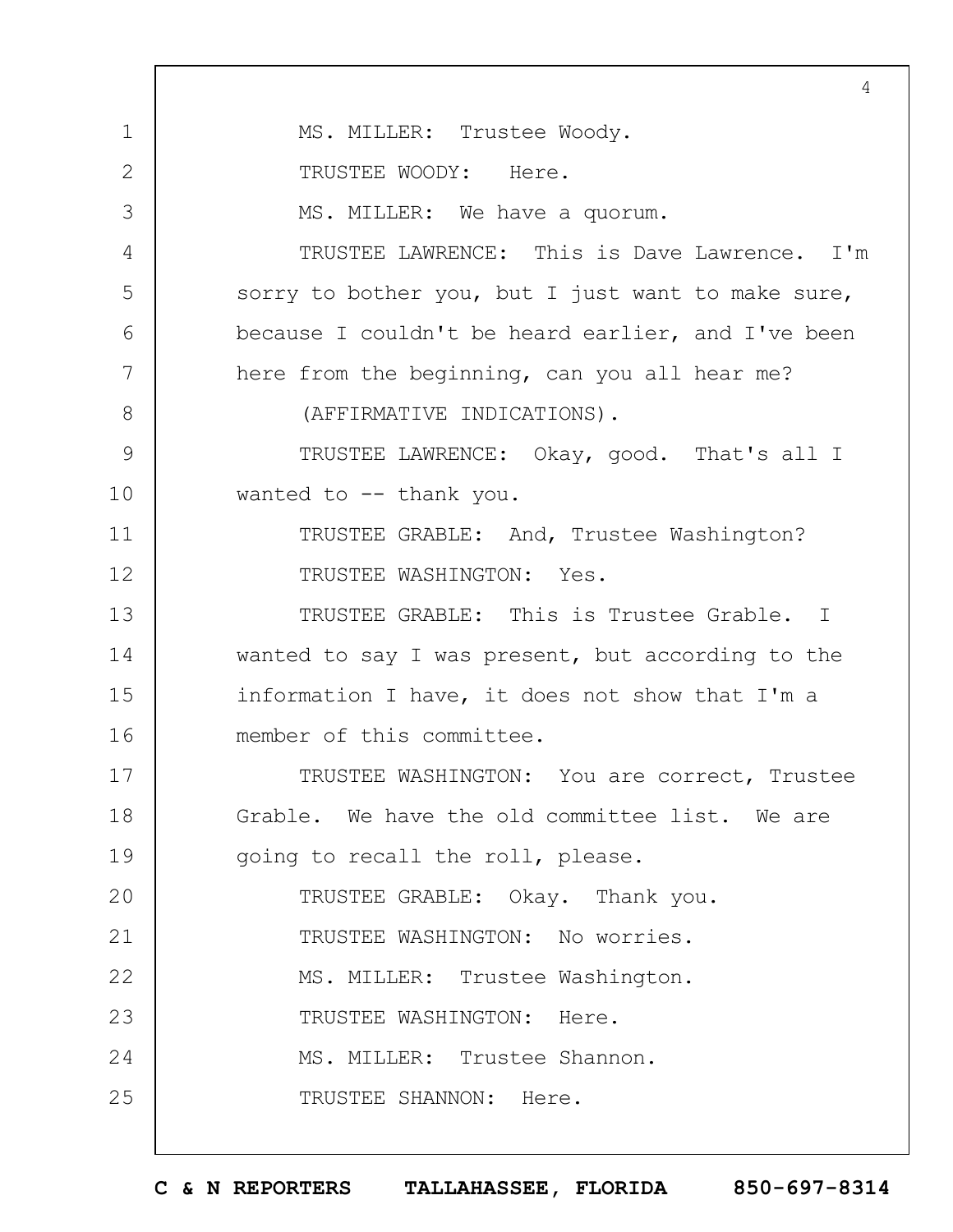MS. MILLER: Trustee Woody.

TRUSTEE WOODY: Here.

MS. MILLER: We have a quorum.

TRUSTEE LAWRENCE: This is Dave Lawrence. I'm sorry to bother you, but I just want to make sure, because I couldn't be heard earlier, and I've been here from the beginning, can you all hear me?

(AFFIRMATIVE INDICATIONS).

TRUSTEE LAWRENCE: Okay, good. That's all I wanted to -- thank you.

TRUSTEE GRABLE: And, Trustee Washington?

TRUSTEE WASHINGTON: Yes.

TRUSTEE GRABLE: This is Trustee Grable. I wanted to say I was present, but according to the information I have, it does not show that I'm a member of this committee.

TRUSTEE WASHINGTON: You are correct, Trustee Grable. We have the old committee list. We are going to recall the roll, please.

TRUSTEE GRABLE: Okay. Thank you.

TRUSTEE WASHINGTON: No worries.

MS. MILLER: Trustee Washington.

TRUSTEE WASHINGTON: Here.

MS. MILLER: Trustee Shannon.

TRUSTEE SHANNON: Here.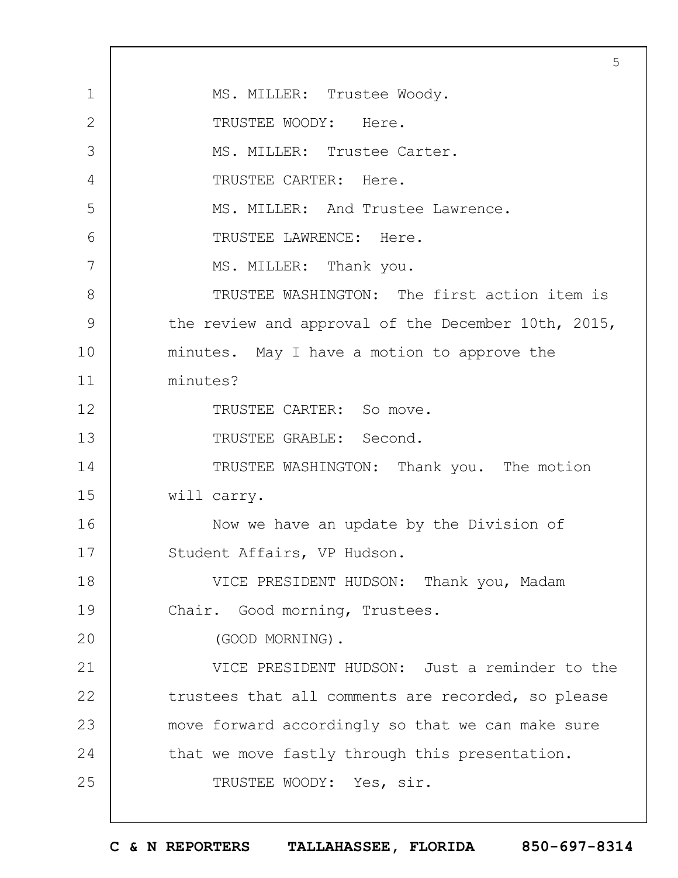MS. MILLER: Trustee Woody.

TRUSTEE WOODY: Here.

MS. MILLER: Trustee Carter.

TRUSTEE CARTER: Here.

MS. MILLER: And Trustee Lawrence.

TRUSTEE LAWRENCE: Here.

MS. MILLER: Thank you.

TRUSTEE WASHINGTON: The first action item is the review and approval of the December 10th, 2015, minutes. May I have a motion to approve the minutes?

TRUSTEE CARTER: So move.

TRUSTEE GRABLE: Second.

TRUSTEE WASHINGTON: Thank you. The motion will carry.

Now we have an update by the Division of Student Affairs, VP Hudson.

VICE PRESIDENT HUDSON: Thank you, Madam Chair. Good morning, Trustees.

(GOOD MORNING).

VICE PRESIDENT HUDSON: Just a reminder to the trustees that all comments are recorded, so please move forward accordingly so that we can make sure that we move fastly through this presentation.

TRUSTEE WOODY: Yes, sir.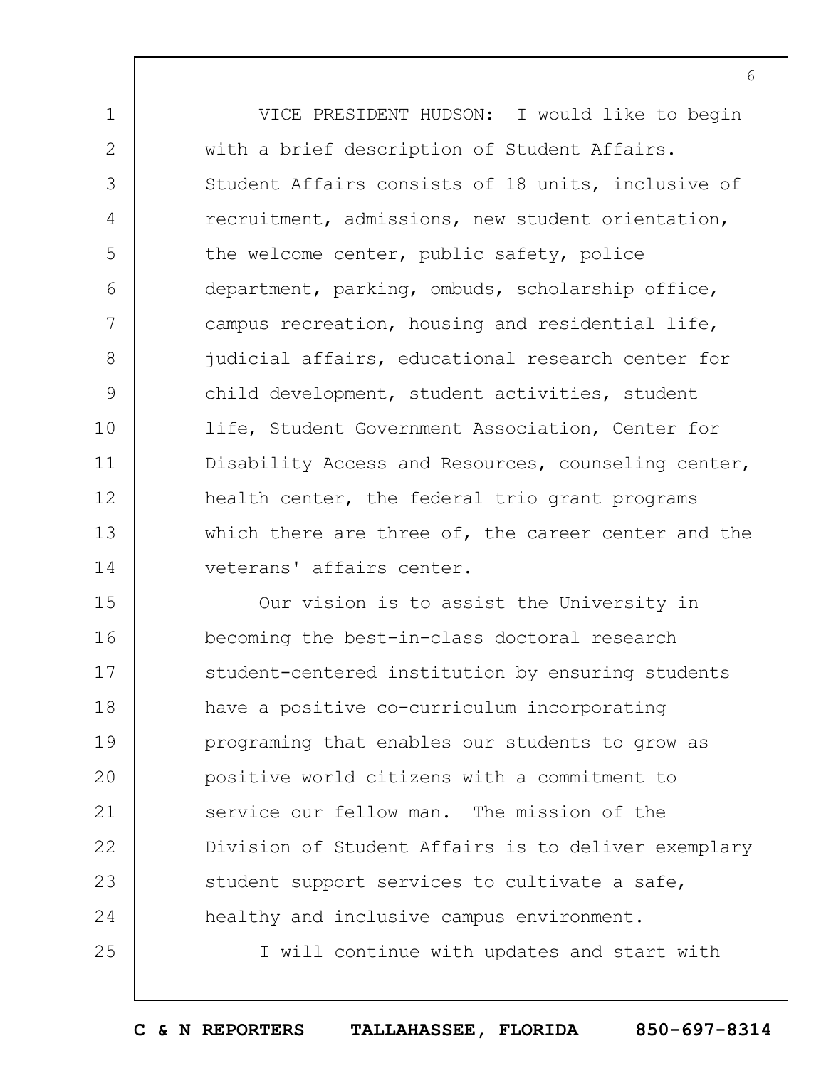VICE PRESIDENT HUDSON: I would like to begin with a brief description of Student Affairs. Student Affairs consists of 18 units, inclusive of recruitment, admissions, new student orientation, the welcome center, public safety, police department, parking, ombuds, scholarship office, campus recreation, housing and residential life, judicial affairs, educational research center for child development, student activities, student life, Student Government Association, Center for Disability Access and Resources, counseling center, health center, the federal trio grant programs which there are three of, the career center and the veterans' affairs center.

Our vision is to assist the University in becoming the best-in-class doctoral research student-centered institution by ensuring students have a positive co-curriculum incorporating programing that enables our students to grow as positive world citizens with a commitment to service our fellow man. The mission of the Division of Student Affairs is to deliver exemplary student support services to cultivate a safe, healthy and inclusive campus environment.

I will continue with updates and start with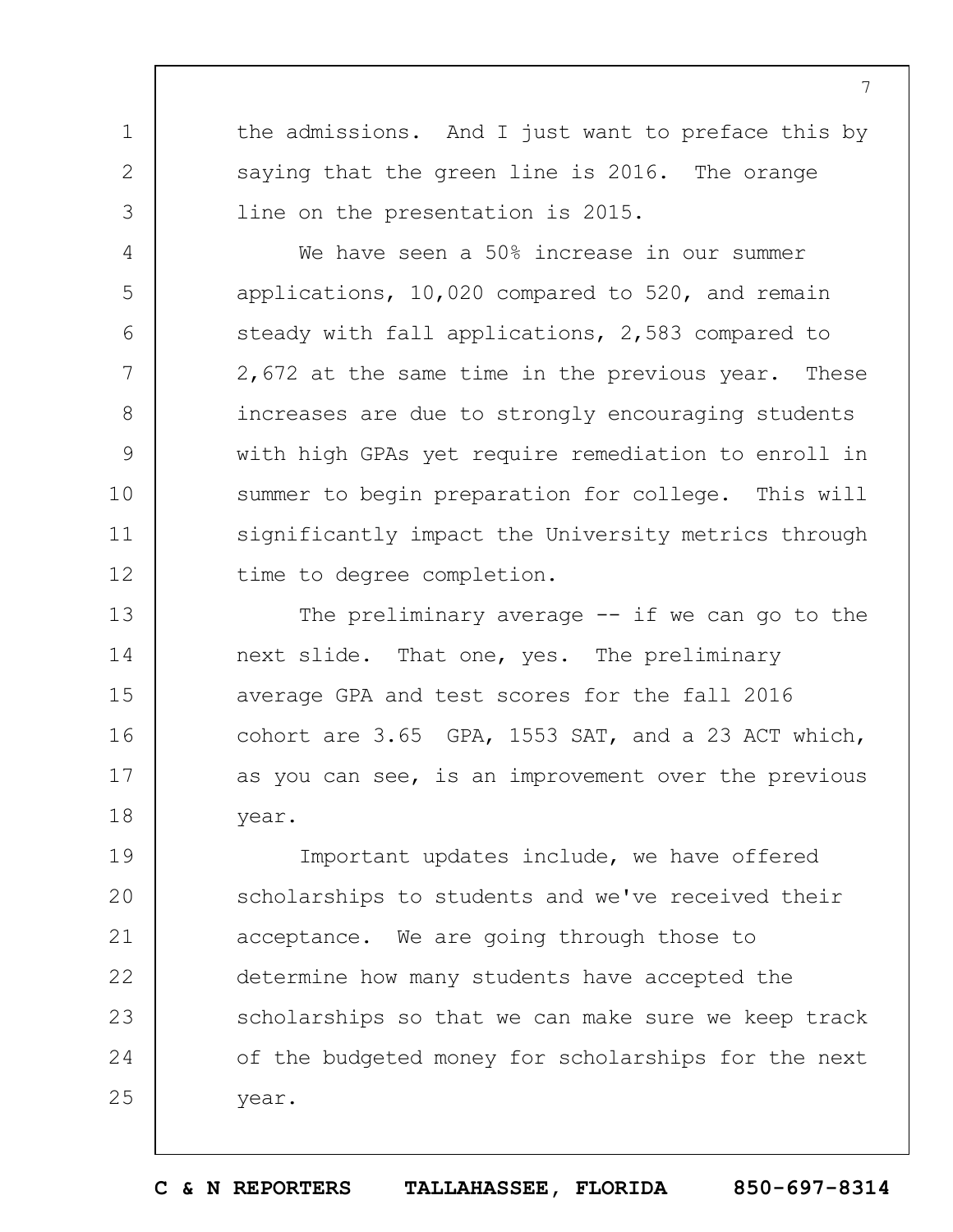the admissions. And I just want to preface this by saying that the green line is 2016. The orange line on the presentation is 2015.

We have seen a 50% increase in our summer applications, 10,020 compared to 520, and remain steady with fall applications, 2,583 compared to 2,672 at the same time in the previous year. These increases are due to strongly encouraging students with high GPAs yet require remediation to enroll in summer to begin preparation for college. This will significantly impact the University metrics through time to degree completion.

The preliminary average -- if we can go to the next slide. That one, yes. The preliminary average GPA and test scores for the fall 2016 cohort are 3.65 GPA, 1553 SAT, and a 23 ACT which, as you can see, is an improvement over the previous year.

Important updates include, we have offered scholarships to students and we've received their acceptance. We are going through those to determine how many students have accepted the scholarships so that we can make sure we keep track of the budgeted money for scholarships for the next year.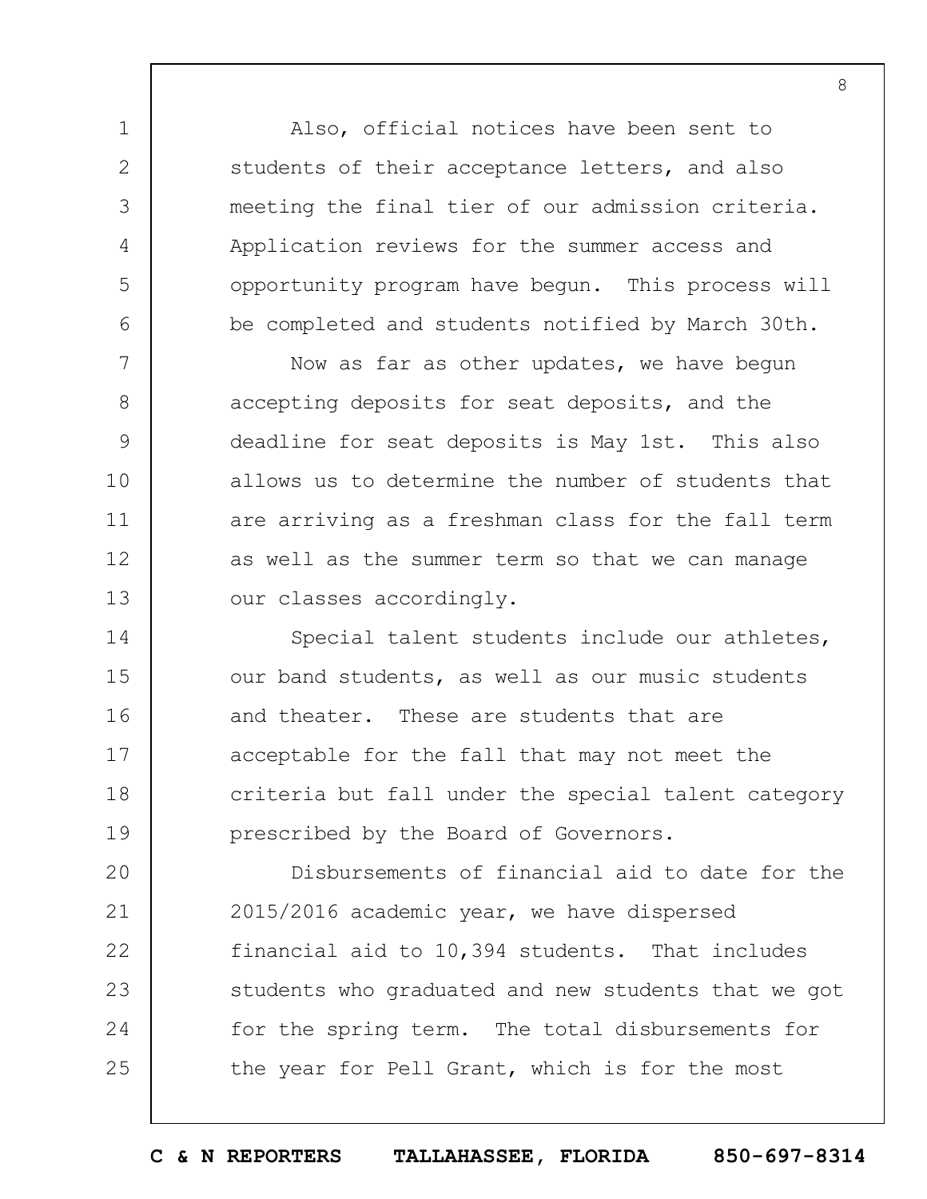Also, official notices have been sent to students of their acceptance letters, and also meeting the final tier of our admission criteria. Application reviews for the summer access and opportunity program have begun. This process will be completed and students notified by March 30th.

Now as far as other updates, we have begun accepting deposits for seat deposits, and the deadline for seat deposits is May 1st. This also allows us to determine the number of students that are arriving as a freshman class for the fall term as well as the summer term so that we can manage our classes accordingly.

Special talent students include our athletes, our band students, as well as our music students and theater. These are students that are acceptable for the fall that may not meet the criteria but fall under the special talent category prescribed by the Board of Governors.

Disbursements of financial aid to date for the 2015/2016 academic year, we have dispersed financial aid to 10,394 students. That includes students who graduated and new students that we got for the spring term. The total disbursements for the year for Pell Grant, which is for the most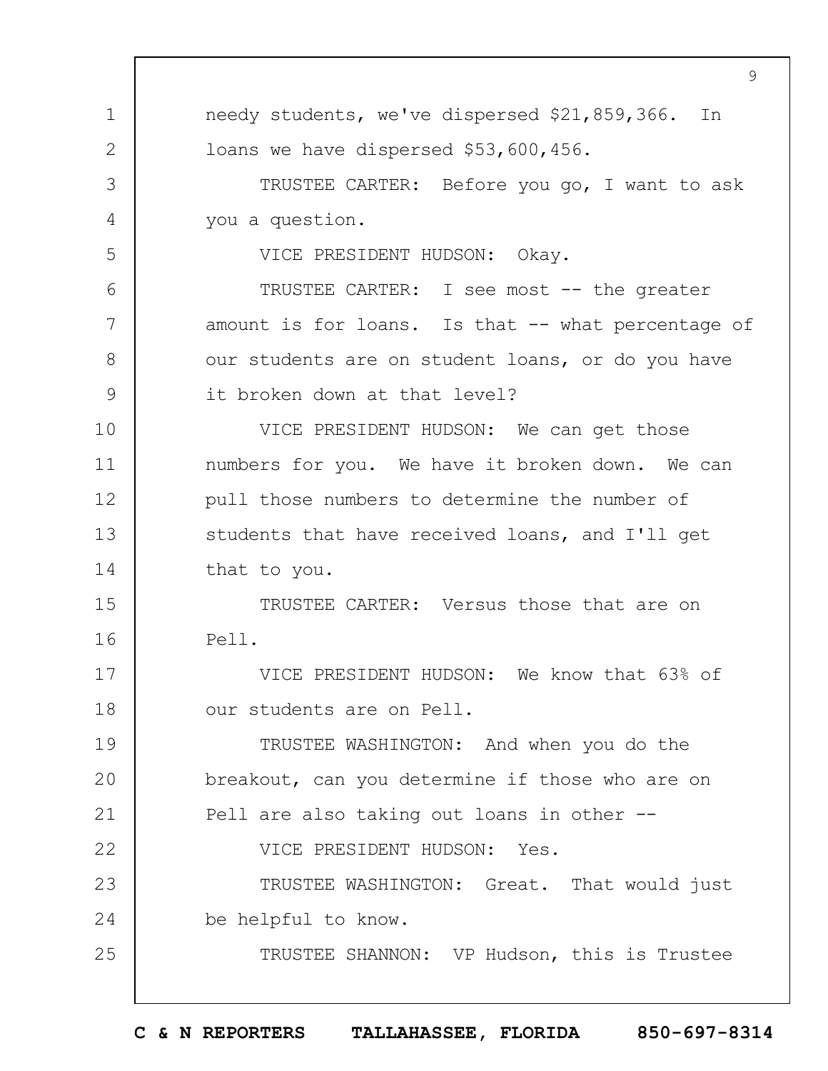needy students, we've dispersed $21,859,366. In loans we have dispersed $53,600,456.

TRUSTEE CARTER: Before you go, I want to ask you a question.

VICE PRESIDENT HUDSON: Okay.

TRUSTEE CARTER: I see most -- the greater amount is for loans. Is that -- what percentage of our students are on student loans, or do you have it broken down at that level?

VICE PRESIDENT HUDSON: We can get those numbers for you. We have it broken down. We can pull those numbers to determine the number of students that have received loans, and I'll get that to you.

TRUSTEE CARTER: Versus those that are on Pell.

VICE PRESIDENT HUDSON: We know that 63% of our students are on Pell.

TRUSTEE WASHINGTON: And when you do the breakout, can you determine if those who are on Pell are also taking out loans in other --

VICE PRESIDENT HUDSON: Yes.

TRUSTEE WASHINGTON: Great. That would just be helpful to know.

TRUSTEE SHANNON: VP Hudson, this is Trustee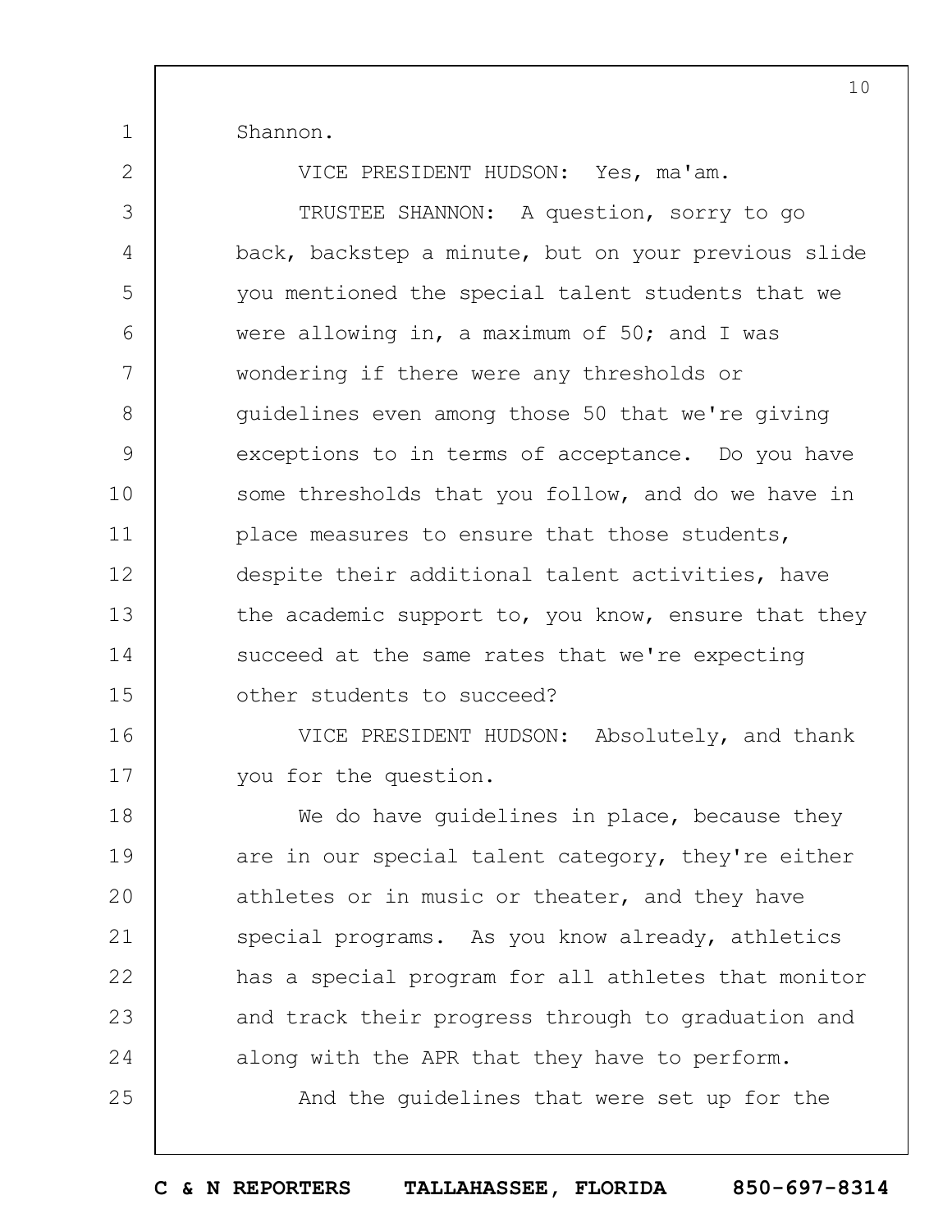Shannon.

VICE PRESIDENT HUDSON: Yes, ma'am.

TRUSTEE SHANNON: A question, sorry to go back, backstep a minute, but on your previous slide you mentioned the special talent students that we were allowing in, a maximum of 50; and I was wondering if there were any thresholds or guidelines even among those 50 that we're giving exceptions to in terms of acceptance. Do you have some thresholds that you follow, and do we have in place measures to ensure that those students, despite their additional talent activities, have the academic support to, you know, ensure that they succeed at the same rates that we're expecting other students to succeed?

VICE PRESIDENT HUDSON: Absolutely, and thank you for the question.

We do have guidelines in place, because they are in our special talent category, they're either athletes or in music or theater, and they have special programs. As you know already, athletics has a special program for all athletes that monitor and track their progress through to graduation and along with the APR that they have to perform.

And the guidelines that were set up for the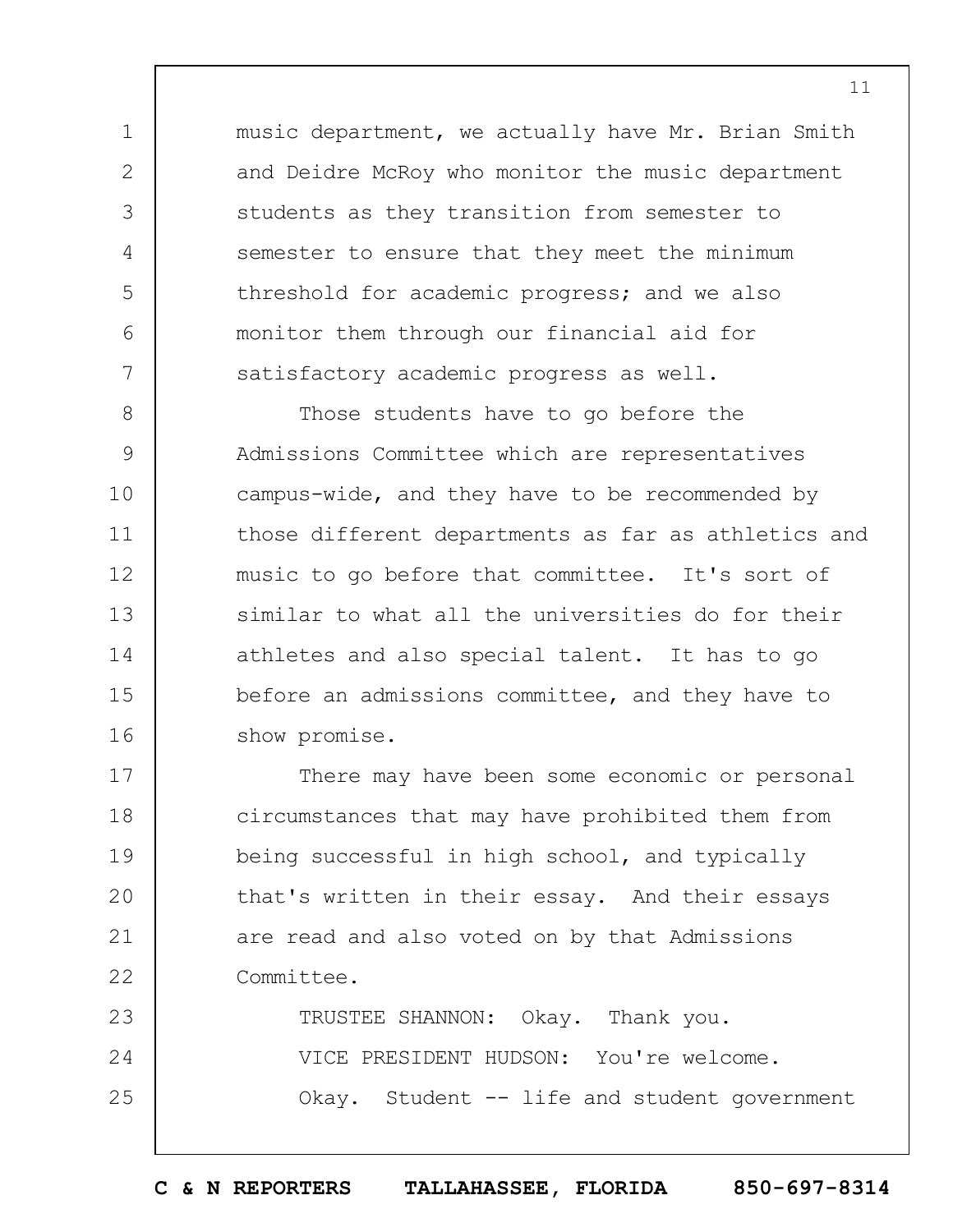music department, we actually have Mr. Brian Smith and Deidre McRoy who monitor the music department students as they transition from semester to semester to ensure that they meet the minimum threshold for academic progress; and we also monitor them through our financial aid for satisfactory academic progress as well.

Those students have to go before the Admissions Committee which are representatives campus-wide, and they have to be recommended by those different departments as far as athletics and music to go before that committee. It's sort of similar to what all the universities do for their athletes and also special talent. It has to go before an admissions committee, and they have to show promise.

There may have been some economic or personal circumstances that may have prohibited them from being successful in high school, and typically that's written in their essay. And their essays are read and also voted on by that Admissions Committee.

TRUSTEE SHANNON: Okay. Thank you.

VICE PRESIDENT HUDSON: You're welcome.

Okay. Student -- life and student government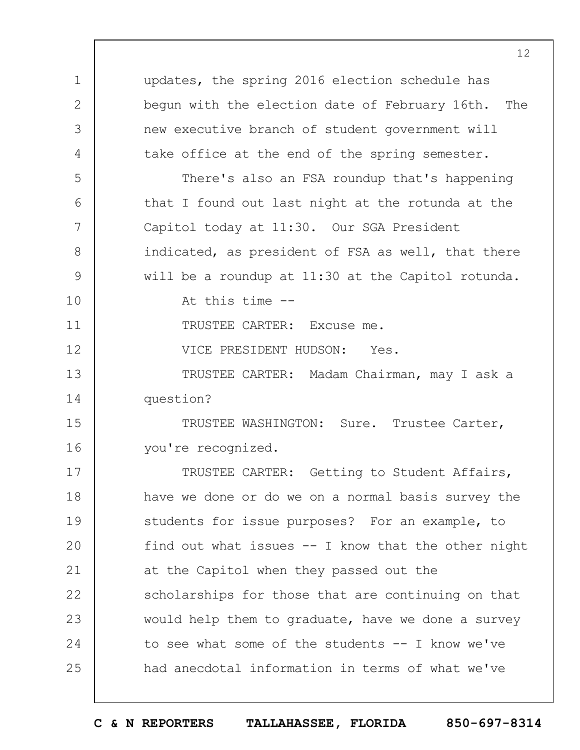updates, the spring 2016 election schedule has begun with the election date of February 16th. The new executive branch of student government will take office at the end of the spring semester.

There's also an FSA roundup that's happening that I found out last night at the rotunda at the Capitol today at 11:30. Our SGA President indicated, as president of FSA as well, that there will be a roundup at 11:30 at the Capitol rotunda.

At this time --

TRUSTEE CARTER: Excuse me.

VICE PRESIDENT HUDSON: Yes.

TRUSTEE CARTER: Madam Chairman, may I ask a question?

TRUSTEE WASHINGTON: Sure. Trustee Carter, you're recognized.

TRUSTEE CARTER: Getting to Student Affairs, have we done or do we on a normal basis survey the students for issue purposes? For an example, to find out what issues -- I know that the other night at the Capitol when they passed out the scholarships for those that are continuing on that would help them to graduate, have we done a survey to see what some of the students -- I know we've had anecdotal information in terms of what we've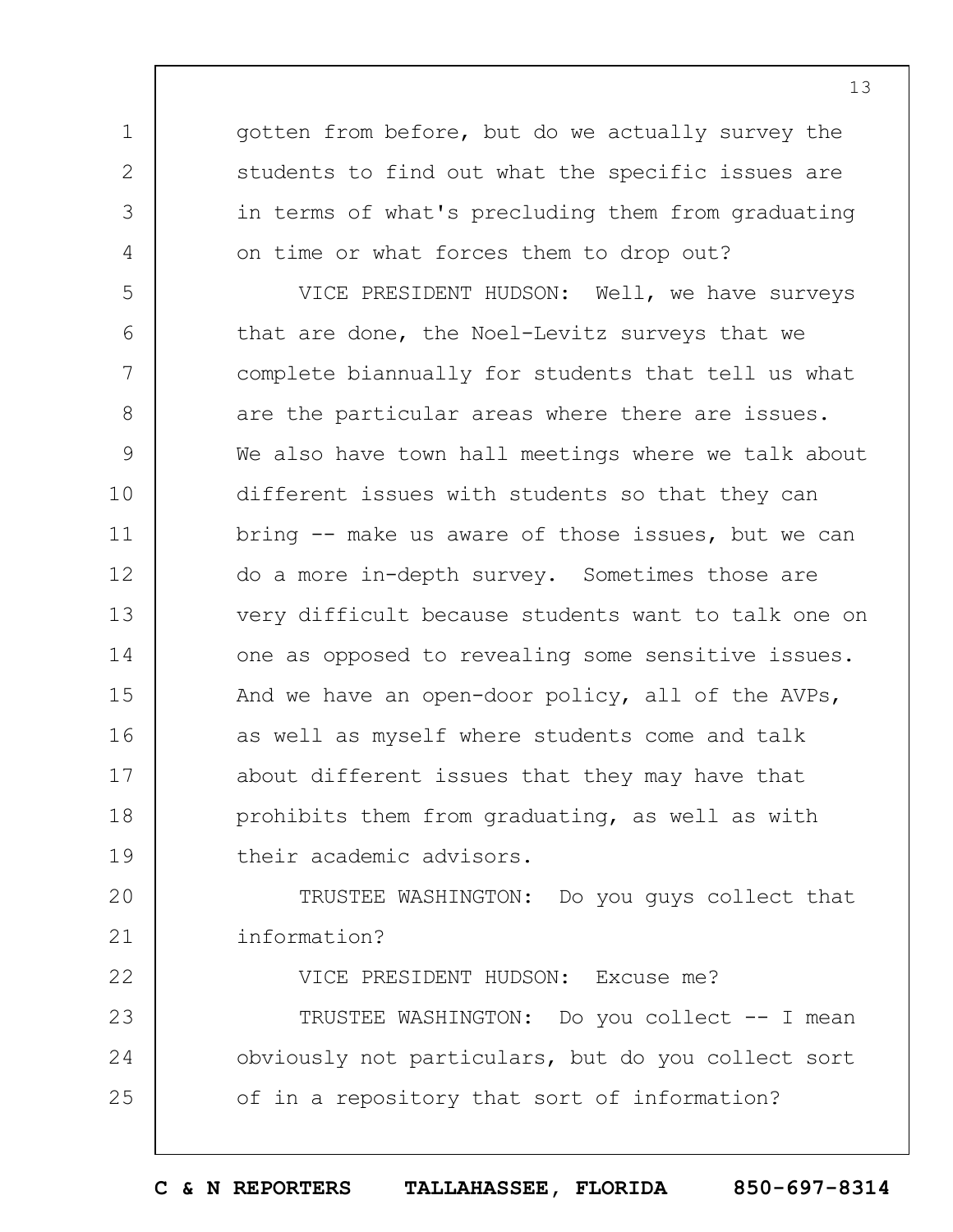gotten from before, but do we actually survey the students to find out what the specific issues are in terms of what's precluding them from graduating on time or what forces them to drop out?

VICE PRESIDENT HUDSON: Well, we have surveys that are done, the Noel-Levitz surveys that we complete biannually for students that tell us what are the particular areas where there are issues. We also have town hall meetings where we talk about different issues with students so that they can bring -- make us aware of those issues, but we can do a more in-depth survey. Sometimes those are very difficult because students want to talk one on one as opposed to revealing some sensitive issues. And we have an open-door policy, all of the AVPs, as well as myself where students come and talk about different issues that they may have that prohibits them from graduating, as well as with their academic advisors.

TRUSTEE WASHINGTON: Do you guys collect that information?

VICE PRESIDENT HUDSON: Excuse me?

TRUSTEE WASHINGTON: Do you collect -- I mean obviously not particulars, but do you collect sort of in a repository that sort of information?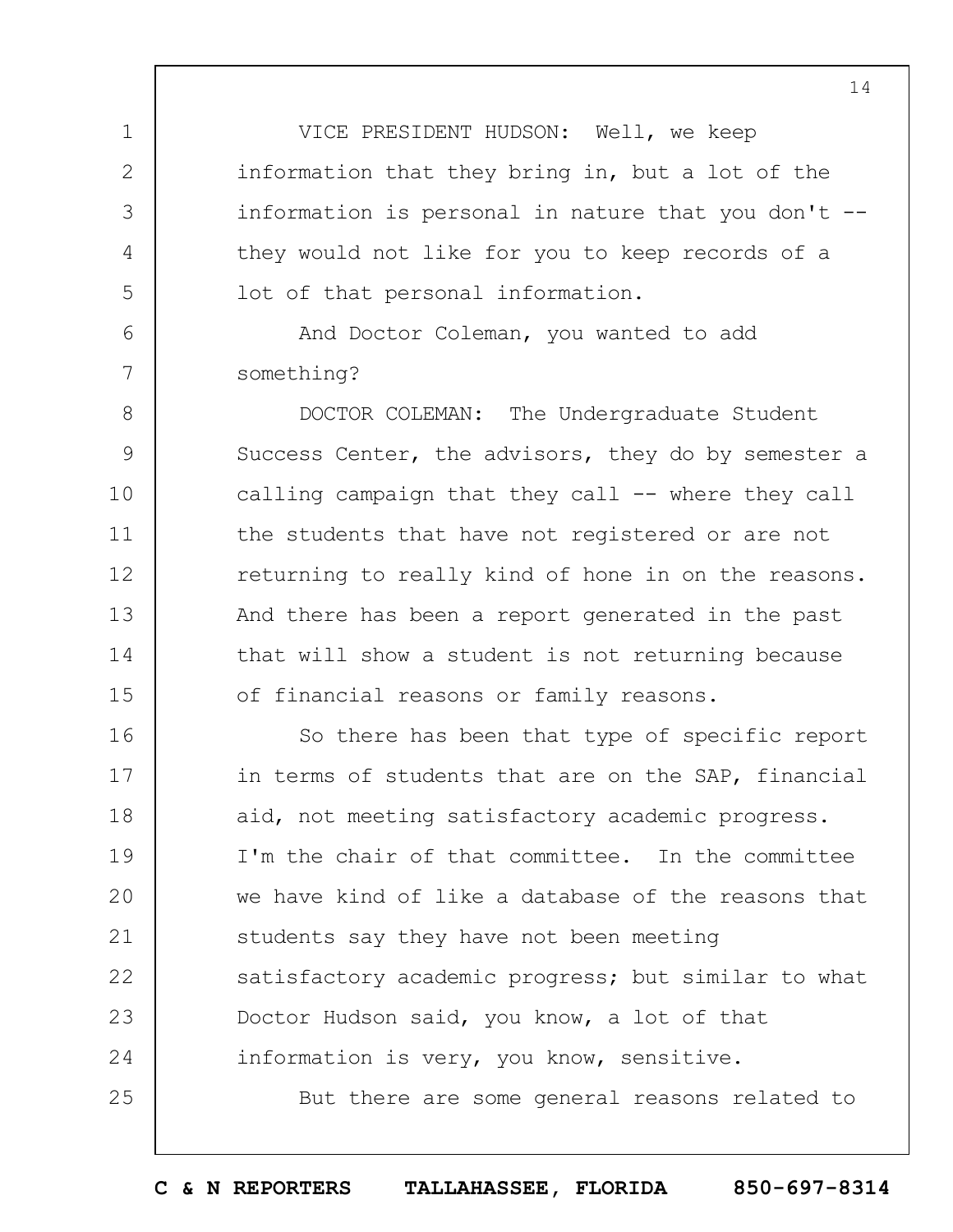VICE PRESIDENT HUDSON: Well, we keep information that they bring in, but a lot of the information is personal in nature that you don't -- they would not like for you to keep records of a lot of that personal information.

And Doctor Coleman, you wanted to add something?

DOCTOR COLEMAN: The Undergraduate Student Success Center, the advisors, they do by semester a calling campaign that they call -- where they call the students that have not registered or are not returning to really kind of hone in on the reasons. And there has been a report generated in the past that will show a student is not returning because of financial reasons or family reasons.

So there has been that type of specific report in terms of students that are on the SAP, financial aid, not meeting satisfactory academic progress. I'm the chair of that committee. In the committee we have kind of like a database of the reasons that students say they have not been meeting satisfactory academic progress; but similar to what Doctor Hudson said, you know, a lot of that information is very, you know, sensitive.

But there are some general reasons related to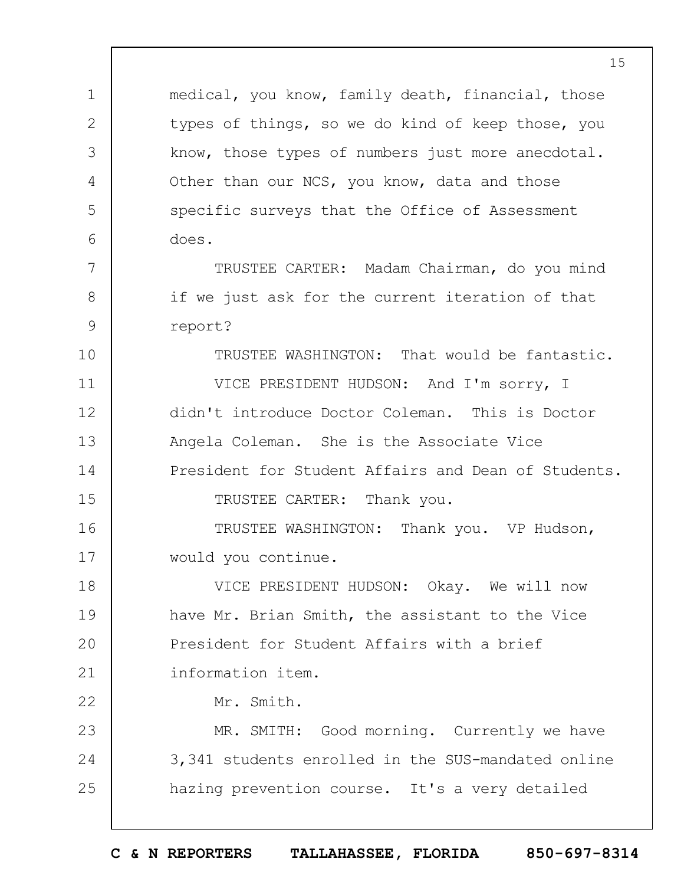medical, you know, family death, financial, those types of things, so we do kind of keep those, you know, those types of numbers just more anecdotal. Other than our NCS, you know, data and those specific surveys that the Office of Assessment does.

TRUSTEE CARTER: Madam Chairman, do you mind if we just ask for the current iteration of that report?

TRUSTEE WASHINGTON: That would be fantastic.

VICE PRESIDENT HUDSON: And I'm sorry, I didn't introduce Doctor Coleman. This is Doctor Angela Coleman. She is the Associate Vice President for Student Affairs and Dean of Students.

TRUSTEE CARTER: Thank you.

TRUSTEE WASHINGTON: Thank you. VP Hudson, would you continue.

VICE PRESIDENT HUDSON: Okay. We will now have Mr. Brian Smith, the assistant to the Vice President for Student Affairs with a brief information item.

Mr. Smith.

MR. SMITH: Good morning. Currently we have 3,341 students enrolled in the SUS-mandated online hazing prevention course. It's a very detailed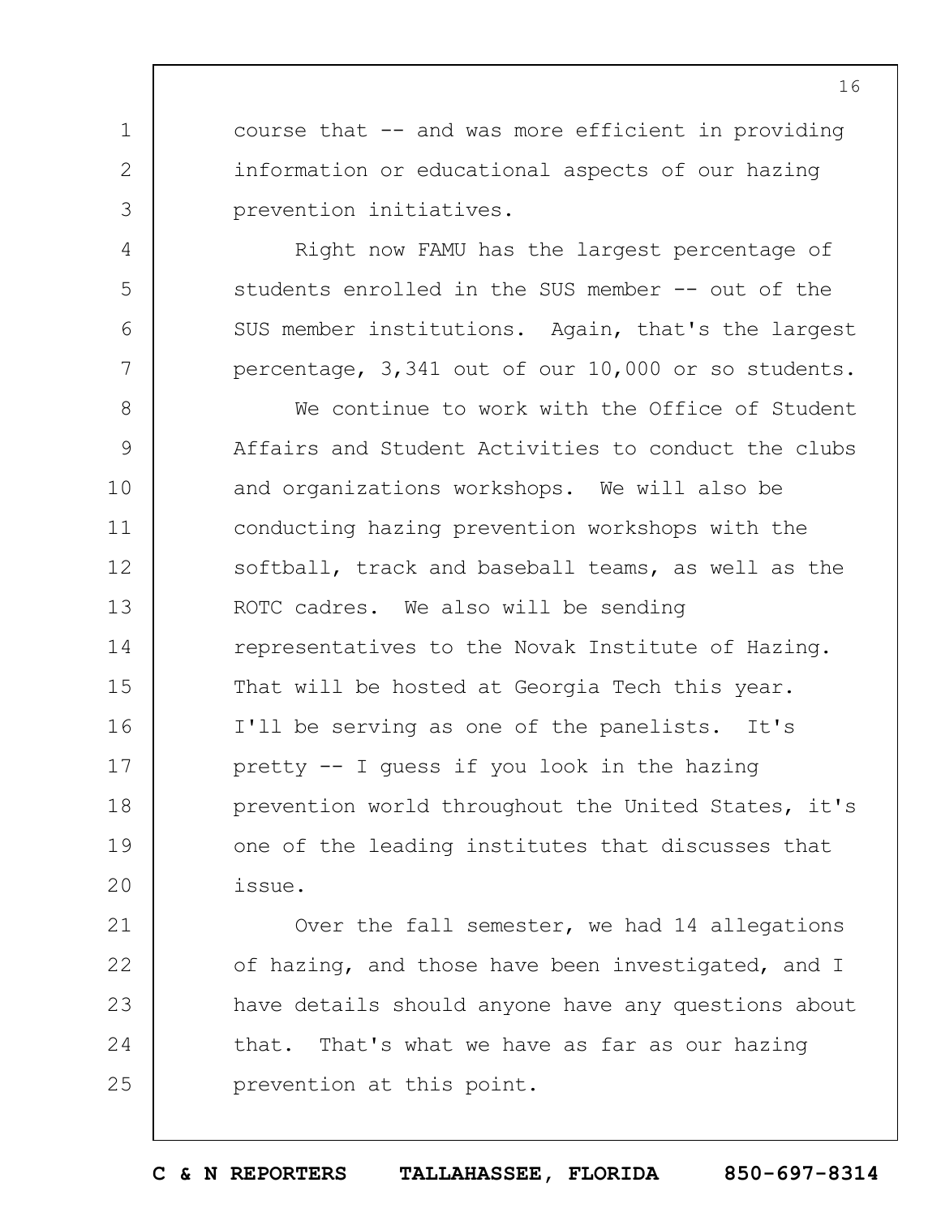course that -- and was more efficient in providing information or educational aspects of our hazing prevention initiatives.

Right now FAMU has the largest percentage of students enrolled in the SUS member -- out of the SUS member institutions. Again, that's the largest percentage, 3,341 out of our 10,000 or so students.

We continue to work with the Office of Student Affairs and Student Activities to conduct the clubs and organizations workshops. We will also be conducting hazing prevention workshops with the softball, track and baseball teams, as well as the ROTC cadres. We also will be sending representatives to the Novak Institute of Hazing. That will be hosted at Georgia Tech this year. I'll be serving as one of the panelists. It's pretty -- I guess if you look in the hazing prevention world throughout the United States, it's one of the leading institutes that discusses that issue.

Over the fall semester, we had 14 allegations of hazing, and those have been investigated, and I have details should anyone have any questions about that. That's what we have as far as our hazing prevention at this point.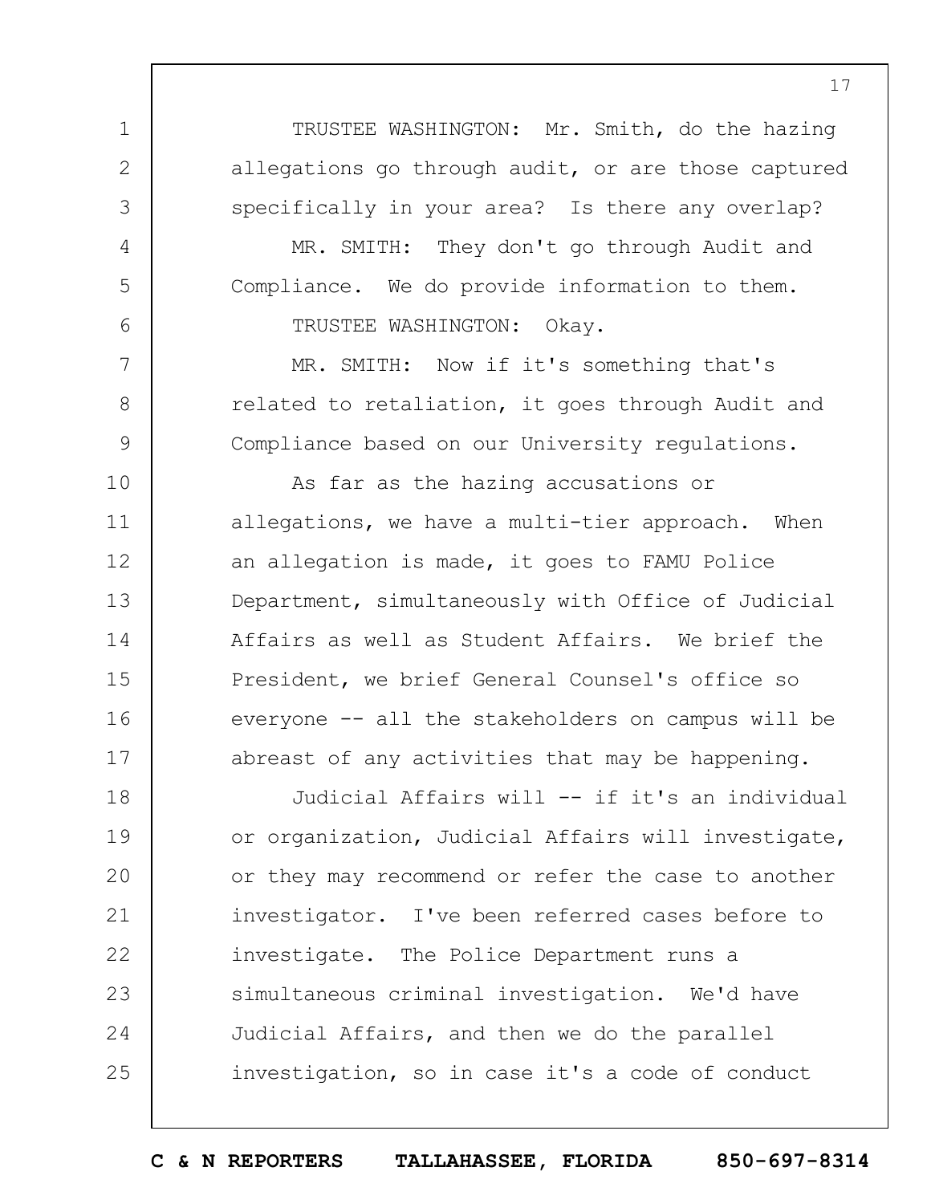TRUSTEE WASHINGTON: Mr. Smith, do the hazing allegations go through audit, or are those captured specifically in your area? Is there any overlap?

MR. SMITH: They don't go through Audit and Compliance. We do provide information to them.

TRUSTEE WASHINGTON: Okay.

MR. SMITH: Now if it's something that's related to retaliation, it goes through Audit and Compliance based on our University regulations.

As far as the hazing accusations or allegations, we have a multi-tier approach. When an allegation is made, it goes to FAMU Police Department, simultaneously with Office of Judicial Affairs as well as Student Affairs. We brief the President, we brief General Counsel's office so everyone -- all the stakeholders on campus will be abreast of any activities that may be happening.

Judicial Affairs will -- if it's an individual or organization, Judicial Affairs will investigate, or they may recommend or refer the case to another investigator. I've been referred cases before to investigate. The Police Department runs a simultaneous criminal investigation. We'd have Judicial Affairs, and then we do the parallel investigation, so in case it's a code of conduct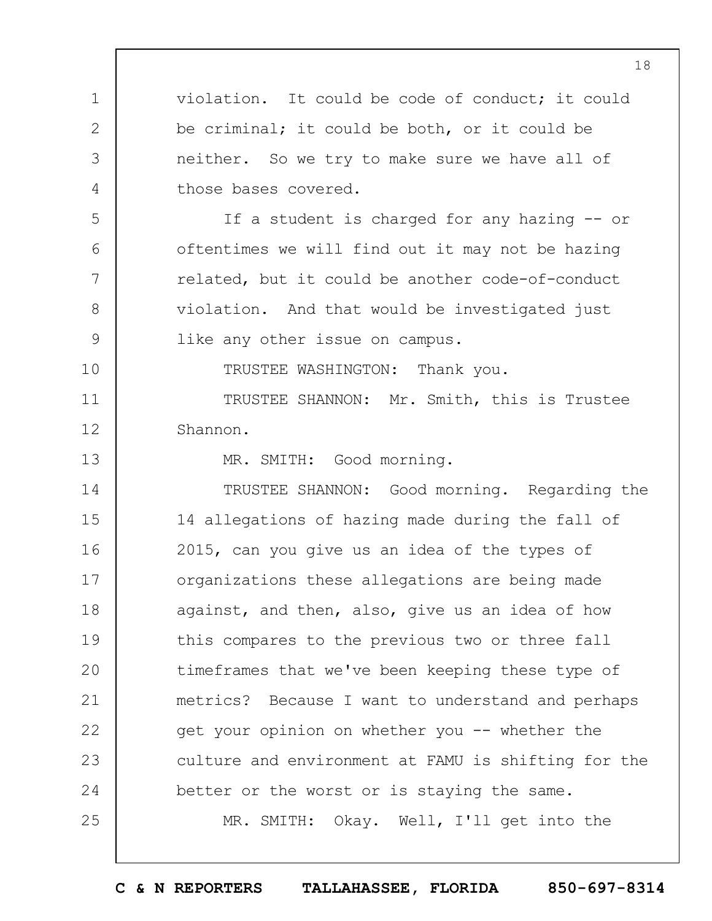violation. It could be code of conduct; it could be criminal; it could be both, or it could be neither. So we try to make sure we have all of those bases covered.

If a student is charged for any hazing -- or oftentimes we will find out it may not be hazing related, but it could be another code-of-conduct violation. And that would be investigated just like any other issue on campus.

TRUSTEE WASHINGTON: Thank you.

TRUSTEE SHANNON: Mr. Smith, this is Trustee Shannon.

MR. SMITH: Good morning.

TRUSTEE SHANNON: Good morning. Regarding the 14 allegations of hazing made during the fall of 2015, can you give us an idea of the types of organizations these allegations are being made against, and then, also, give us an idea of how this compares to the previous two or three fall timeframes that we've been keeping these type of metrics? Because I want to understand and perhaps get your opinion on whether you -- whether the culture and environment at FAMU is shifting for the better or the worst or is staying the same.

MR. SMITH: Okay. Well, I'll get into the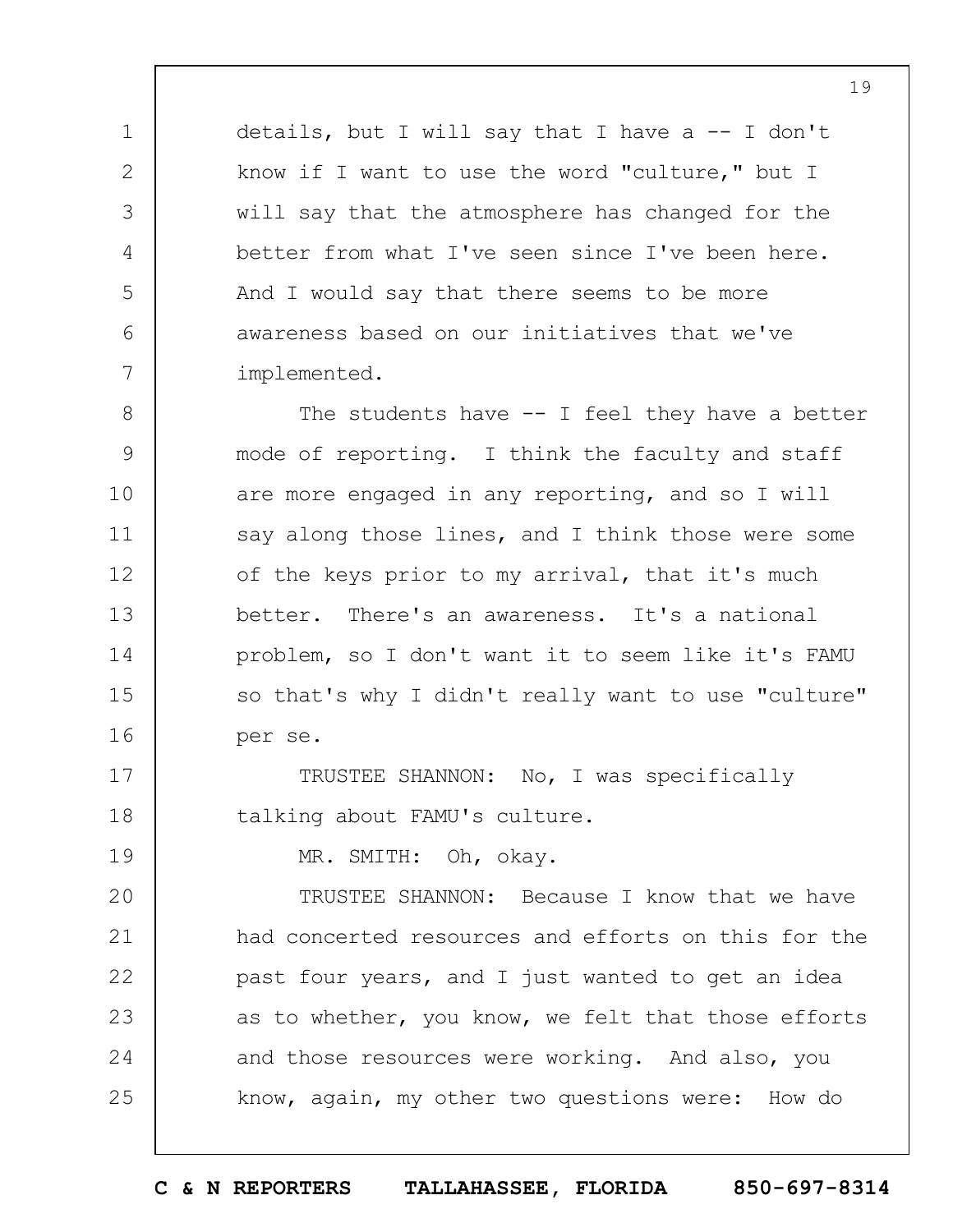details, but I will say that I have a -- I don't know if I want to use the word "culture," but I will say that the atmosphere has changed for the better from what I've seen since I've been here. And I would say that there seems to be more awareness based on our initiatives that we've implemented.

The students have -- I feel they have a better mode of reporting. I think the faculty and staff are more engaged in any reporting, and so I will say along those lines, and I think those were some of the keys prior to my arrival, that it's much better. There's an awareness. It's a national problem, so I don't want it to seem like it's FAMU so that's why I didn't really want to use "culture" per se.

TRUSTEE SHANNON: No, I was specifically talking about FAMU's culture.

MR. SMITH: Oh, okay.

TRUSTEE SHANNON: Because I know that we have had concerted resources and efforts on this for the past four years, and I just wanted to get an idea as to whether, you know, we felt that those efforts and those resources were working. And also, you know, again, my other two questions were: How do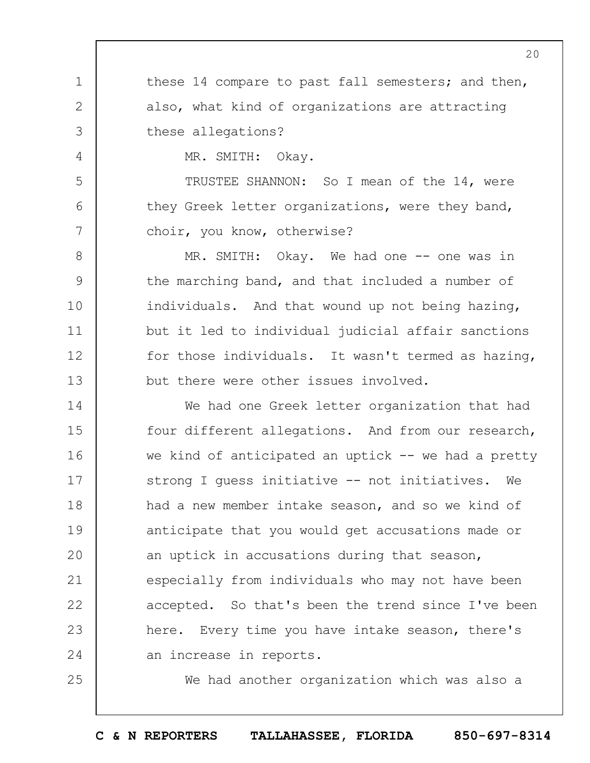these 14 compare to past fall semesters; and then, also, what kind of organizations are attracting these allegations?

MR. SMITH: Okay.

TRUSTEE SHANNON: So I mean of the 14, were they Greek letter organizations, were they band, choir, you know, otherwise?

MR. SMITH: Okay. We had one -- one was in the marching band, and that included a number of individuals. And that wound up not being hazing, but it led to individual judicial affair sanctions for those individuals. It wasn't termed as hazing, but there were other issues involved.

We had one Greek letter organization that had four different allegations. And from our research, we kind of anticipated an uptick -- we had a pretty strong I guess initiative -- not initiatives. We had a new member intake season, and so we kind of anticipate that you would get accusations made or an uptick in accusations during that season, especially from individuals who may not have been accepted. So that's been the trend since I've been here. Every time you have intake season, there's an increase in reports.

We had another organization which was also a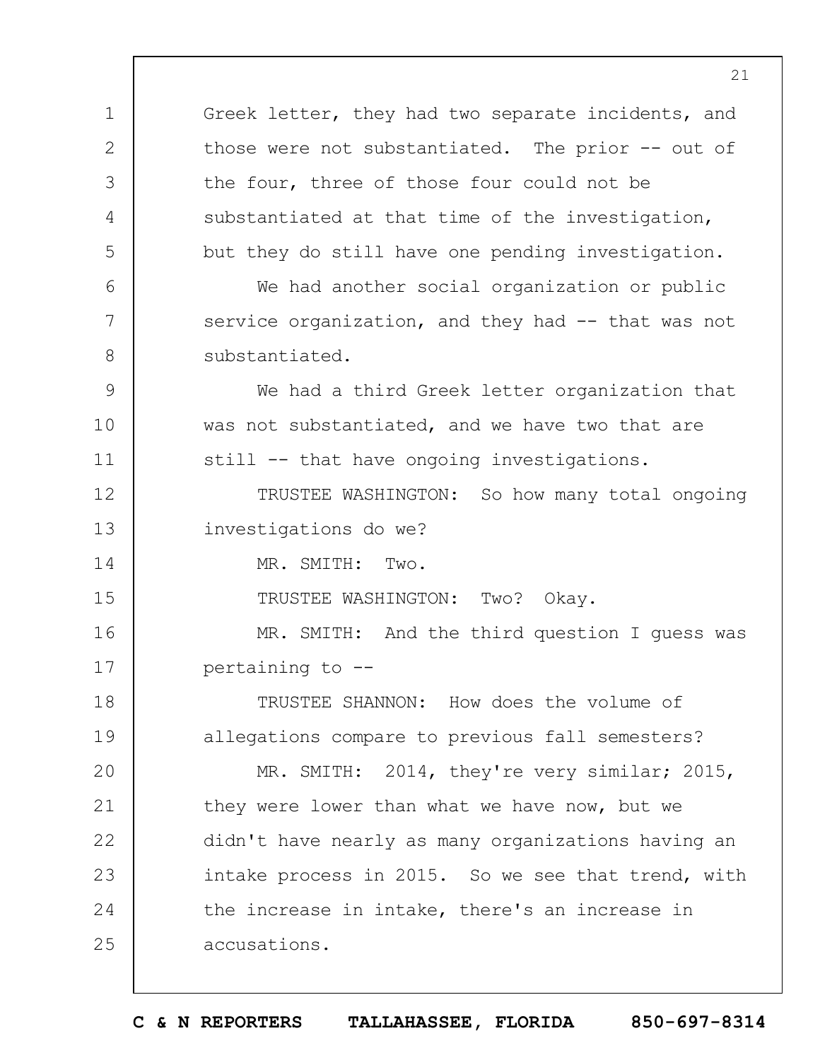Greek letter, they had two separate incidents, and those were not substantiated. The prior -- out of the four, three of those four could not be substantiated at that time of the investigation, but they do still have one pending investigation.

We had another social organization or public service organization, and they had -- that was not substantiated.

We had a third Greek letter organization that was not substantiated, and we have two that are still -- that have ongoing investigations.

TRUSTEE WASHINGTON: So how many total ongoing investigations do we?

MR. SMITH: Two.

TRUSTEE WASHINGTON: Two? Okay.

MR. SMITH: And the third question I guess was pertaining to --

TRUSTEE SHANNON: How does the volume of allegations compare to previous fall semesters?

MR. SMITH: 2014, they're very similar; 2015, they were lower than what we have now, but we didn't have nearly as many organizations having an intake process in 2015. So we see that trend, with the increase in intake, there's an increase in accusations.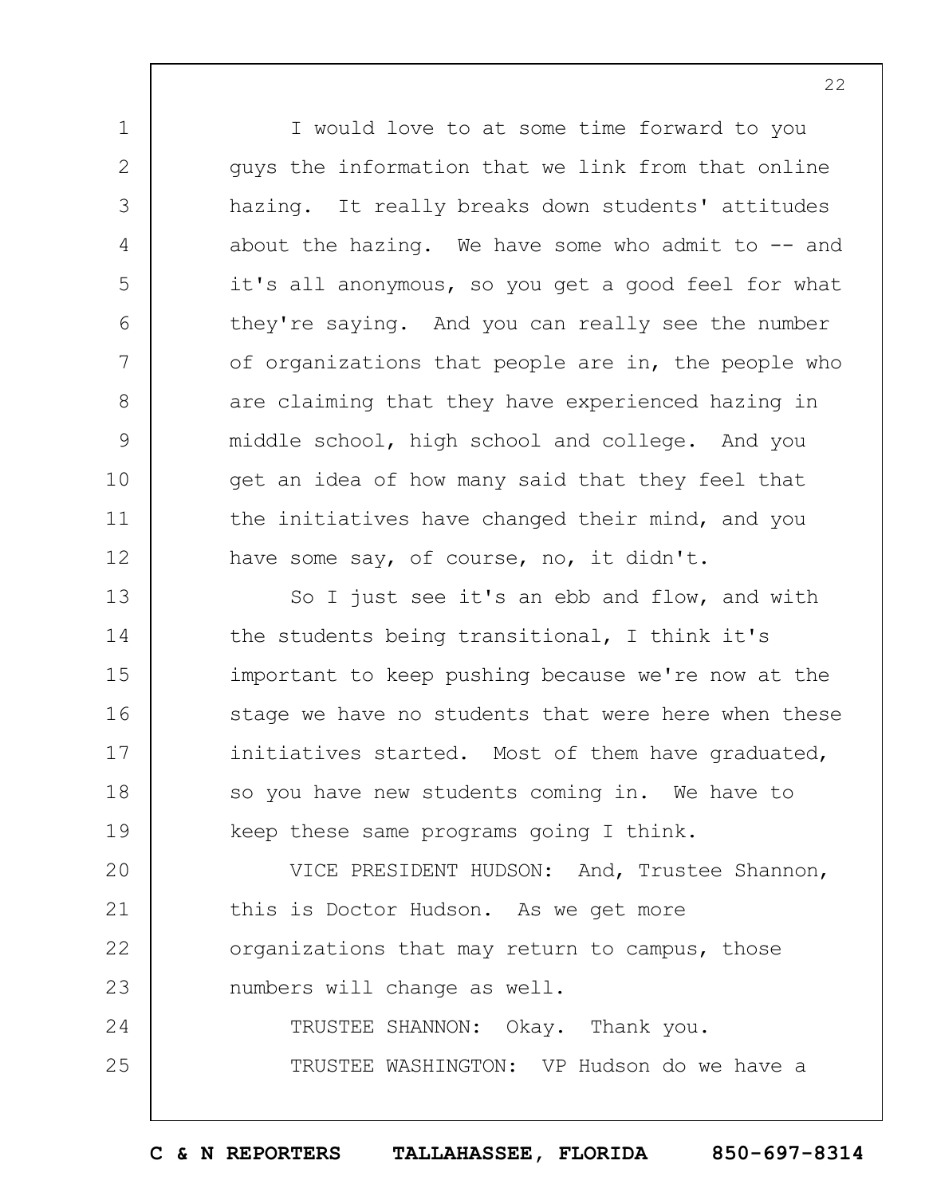I would love to at some time forward to you guys the information that we link from that online hazing. It really breaks down students' attitudes about the hazing. We have some who admit to -- and it's all anonymous, so you get a good feel for what they're saying. And you can really see the number of organizations that people are in, the people who are claiming that they have experienced hazing in middle school, high school and college. And you get an idea of how many said that they feel that the initiatives have changed their mind, and you have some say, of course, no, it didn't.

So I just see it's an ebb and flow, and with the students being transitional, I think it's important to keep pushing because we're now at the stage we have no students that were here when these initiatives started. Most of them have graduated, so you have new students coming in. We have to keep these same programs going I think.

VICE PRESIDENT HUDSON: And, Trustee Shannon, this is Doctor Hudson. As we get more organizations that may return to campus, those numbers will change as well.

TRUSTEE SHANNON: Okay. Thank you.

TRUSTEE WASHINGTON: VP Hudson do we have a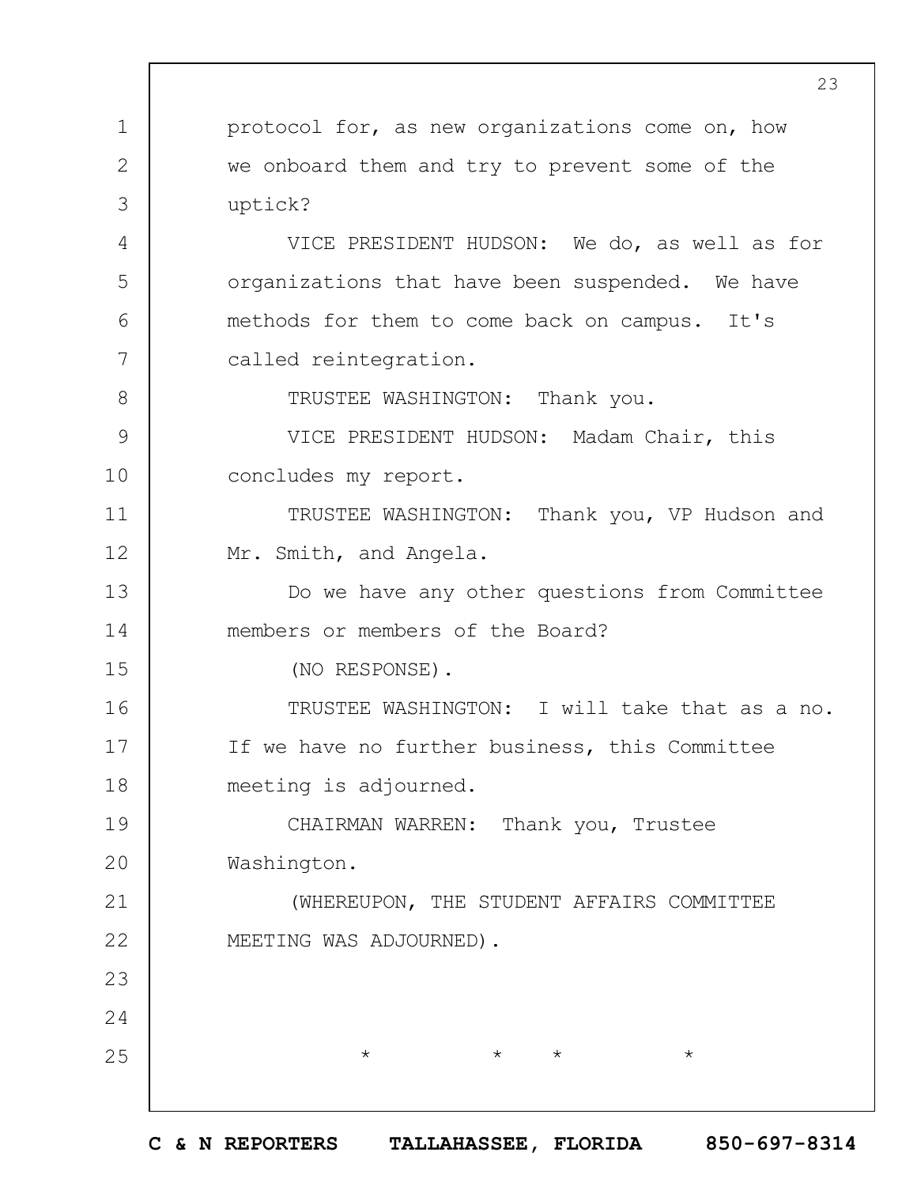protocol for, as new organizations come on, how we onboard them and try to prevent some of the uptick?

VICE PRESIDENT HUDSON: We do, as well as for organizations that have been suspended. We have methods for them to come back on campus. It's called reintegration.

TRUSTEE WASHINGTON: Thank you.

VICE PRESIDENT HUDSON: Madam Chair, this concludes my report.

TRUSTEE WASHINGTON: Thank you, VP Hudson and Mr. Smith, and Angela.

Do we have any other questions from Committee members or members of the Board?

(NO RESPONSE).

TRUSTEE WASHINGTON: I will take that as a no. If we have no further business, this Committee meeting is adjourned.

CHAIRMAN WARREN: Thank you, Trustee Washington.

(WHEREUPON, THE STUDENT AFFAIRS COMMITTEE MEETING WAS ADJOURNED).

* * * *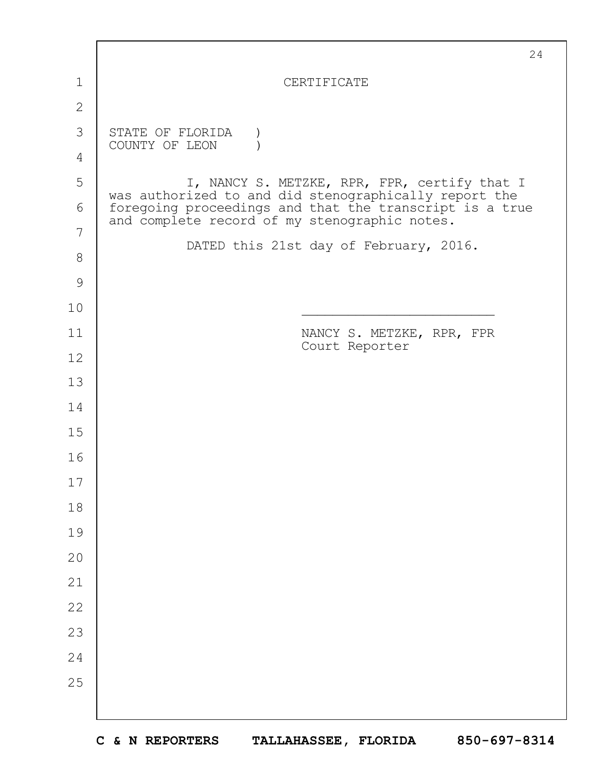# CERTIFICATE

STATE OF FLORIDA )
COUNTY OF LEON )

I, NANCY S. METZKE, RPR, FPR, certify that I was authorized to and did stenographically report the foregoing proceedings and that the transcript is a true and complete record of my stenographic notes.

DATED this 21st day of February, 2016.

\_\_\_\_\_\_\_\_\_\_\_\_\_\_\_\_\_\_\_\_\_\_\_\_\_

NANCY S. METZKE, RPR, FPR
Court Reporter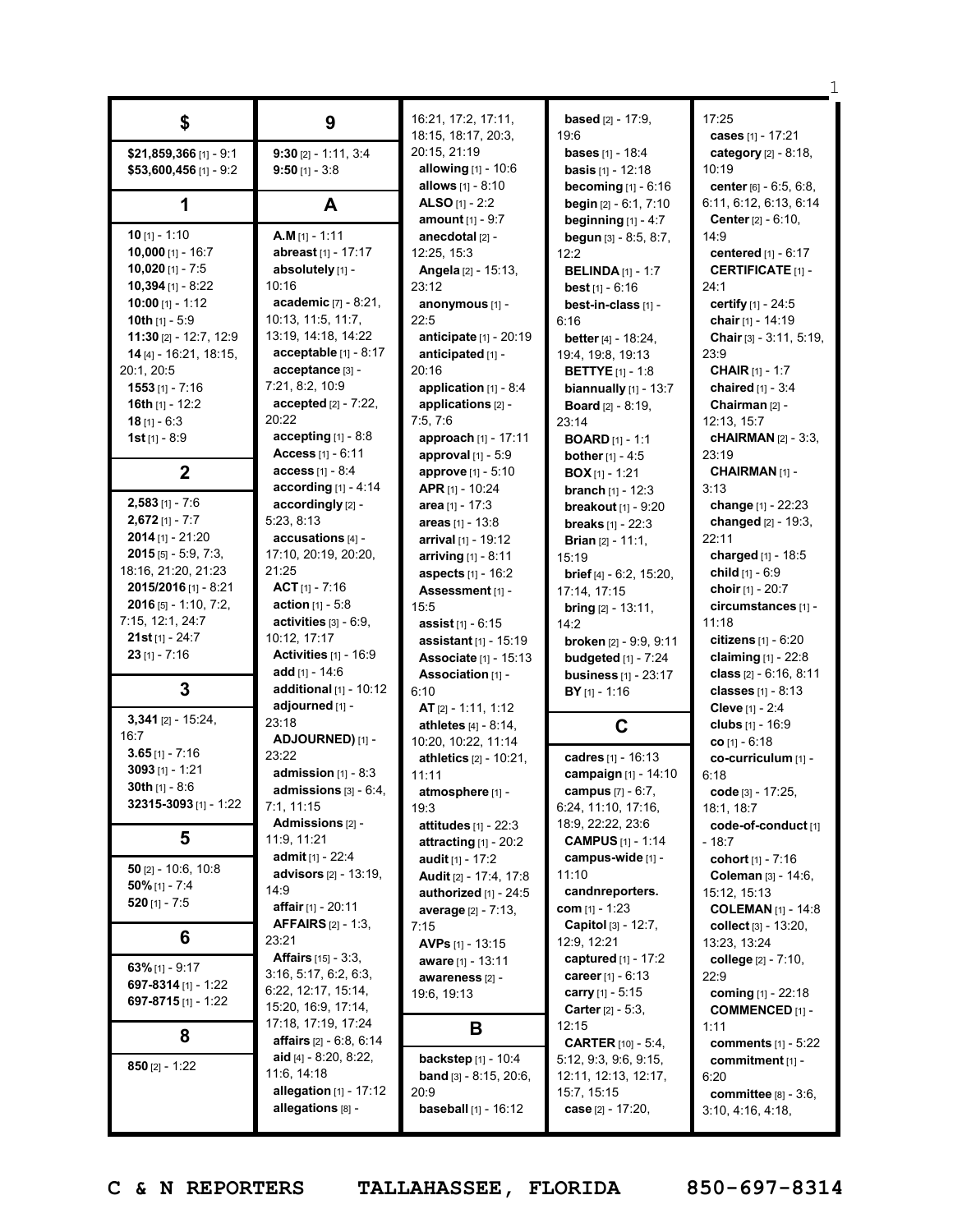## $

**$21,859,366** [1] - 9:1
**$53,600,456** [1] - 9:2

## 1

**10** [1] - 1:10
**10,000** [1] - 16:7
**10,020** [1] - 7:5
**10,394** [1] - 8:22
**10:00** [1] - 1:12
**10th** [1] - 5:9
**11:30** [2] - 12:7, 12:9
**14** [4] - 16:21, 18:15, 20:1, 20:5
**1553** [1] - 7:16
**16th** [1] - 12:2
**18** [1] - 6:3
**1st** [1] - 8:9

## 2

**2,583** [1] - 7:6
**2,672** [1] - 7:7
**2014** [1] - 21:20
**2015** [5] - 5:9, 7:3, 18:16, 21:20, 21:23
**2015/2016** [1] - 8:21
**2016** [5] - 1:10, 7:2, 7:15, 12:1, 24:7
**21st** [1] - 24:7
**23** [1] - 7:16

## 3

**3,341** [2] - 15:24, 16:7
**3.65** [1] - 7:16
**3093** [1] - 1:21
**30th** [1] - 8:6
**32315-3093** [1] - 1:22

## 5

**50** [2] - 10:6, 10:8
**50%** [1] - 7:4
**520** [1] - 7:5

## 6

**63%** [1] - 9:17
**697-8314** [1] - 1:22
**697-8715** [1] - 1:22

## 8

**850** [2] - 1:22

## 9

**9:30** [2] - 1:11, 3:4
**9:50** [1] - 3:8

## A

**A.M** [1] - 1:11
**abreast** [1] - 17:17
**absolutely** [1] - 10:16
**academic** [7] - 8:21, 10:13, 11:5, 11:7, 13:19, 14:18, 14:22
**acceptable** [1] - 8:17
**acceptance** [3] - 7:21, 8:2, 10:9
**accepted** [2] - 7:22, 20:22
**accepting** [1] - 8:8
**Access** [1] - 6:11
**access** [1] - 8:4
**according** [1] - 4:14
**accordingly** [2] - 5:23, 8:13
**accusations** [4] - 17:10, 20:19, 20:20, 21:25
**ACT** [1] - 7:16
**action** [1] - 5:8
**activities** [3] - 6:9, 10:12, 17:17
**Activities** [1] - 16:9
**add** [1] - 14:6
**additional** [1] - 10:12
**adjourned** [1] - 23:18
**ADJOURNED)** [1] - 23:22
**admission** [1] - 8:3
**admissions** [3] - 6:4, 7:1, 11:15
**Admissions** [2] - 11:9, 11:21
**admit** [1] - 22:4
**advisors** [2] - 13:19, 14:9
**affair** [1] - 20:11
**AFFAIRS** [2] - 1:3, 23:21
**Affairs** [15] - 3:3, 3:16, 5:17, 6:2, 6:3, 6:22, 12:17, 15:14, 15:20, 16:9, 17:14, 17:18, 17:19, 17:24
**affairs** [2] - 6:8, 6:14
**aid** [4] - 8:20, 8:22, 11:6, 14:18
**allegation** [1] - 17:12
**allegations** [8] - 16:21, 17:2, 17:11, 18:15, 18:17, 20:3, 20:15, 21:19
**allowing** [1] - 10:6
**allows** [1] - 8:10
**ALSO** [1] - 2:2
**amount** [1] - 9:7
**anecdotal** [2] - 12:25, 15:3
**Angela** [2] - 15:13, 23:12
**anonymous** [1] - 22:5
**anticipate** [1] - 20:19
**anticipated** [1] - 20:16
**application** [1] - 8:4
**applications** [2] - 7:5, 7:6
**approach** [1] - 17:11
**approval** [1] - 5:9
**approve** [1] - 5:10
**APR** [1] - 10:24
**area** [1] - 17:3
**areas** [1] - 13:8
**arrival** [1] - 19:12
**arriving** [1] - 8:11
**aspects** [1] - 16:2
**Assessment** [1] - 15:5
**assist** [1] - 6:15
**assistant** [1] - 15:19
**Associate** [1] - 15:13
**Association** [1] - 6:10
**AT** [2] - 1:11, 1:12
**athletes** [4] - 8:14, 10:20, 10:22, 11:14
**athletics** [2] - 10:21, 11:11
**atmosphere** [1] - 19:3
**attitudes** [1] - 22:3
**attracting** [1] - 20:2
**audit** [1] - 17:2
**Audit** [2] - 17:4, 17:8
**authorized** [1] - 24:5
**average** [2] - 7:13, 7:15
**AVPs** [1] - 13:15
**aware** [1] - 13:11
**awareness** [2] - 19:6, 19:13

## B

**backstep** [1] - 10:4
**band** [3] - 8:15, 20:6, 20:9
**baseball** [1] - 16:12
**based** [2] - 17:9, 19:6
**bases** [1] - 18:4
**basis** [1] - 12:18
**becoming** [1] - 6:16
**begin** [2] - 6:1, 7:10
**beginning** [1] - 4:7
**begun** [3] - 8:5, 8:7, 12:2
**BELINDA** [1] - 1:7
**best** [1] - 6:16
**best-in-class** [1] - 6:16
**better** [4] - 18:24, 19:4, 19:8, 19:13
**BETTYE** [1] - 1:8
**biannually** [1] - 13:7
**Board** [2] - 8:19, 23:14
**BOARD** [1] - 1:1
**bother** [1] - 4:5
**BOX** [1] - 1:21
**branch** [1] - 12:3
**breakout** [1] - 9:20
**breaks** [1] - 22:3
**Brian** [2] - 11:1, 15:19
**brief** [4] - 6:2, 15:20, 17:14, 17:15
**bring** [2] - 13:11, 14:2
**broken** [2] - 9:9, 9:11
**budgeted** [1] - 7:24
**business** [1] - 23:17
**BY** [1] - 1:16

## C

**cadres** [1] - 16:13
**campaign** [1] - 14:10
**campus** [7] - 6:7, 6:24, 11:10, 17:16, 18:9, 22:22, 23:6
**CAMPUS** [1] - 1:14
**campus-wide** [1] - 11:10
**candnreporters.com** [1] - 1:23
**Capitol** [3] - 12:7, 12:9, 12:21
**captured** [1] - 17:2
**career** [1] - 6:13
**carry** [1] - 5:15
**Carter** [2] - 5:3, 12:15
**CARTER** [10] - 5:4, 5:12, 9:3, 9:6, 9:15, 12:11, 12:13, 12:17, 15:7, 15:15
**case** [2] - 17:20, 17:25
**cases** [1] - 17:21
**category** [2] - 8:18, 10:19
**center** [6] - 6:5, 6:8, 6:11, 6:12, 6:13, 6:14
**Center** [2] - 6:10, 14:9
**centered** [1] - 6:17
**CERTIFICATE** [1] - 24:1
**certify** [1] - 24:5
**chair** [1] - 14:19
**Chair** [3] - 3:11, 5:19, 23:9
**CHAIR** [1] - 1:7
**chaired** [1] - 3:4
**Chairman** [2] - 12:13, 15:7
**cHAIRMAN** [2] - 3:3, 23:19
**CHAIRMAN** [1] - 3:13
**change** [1] - 22:23
**changed** [2] - 19:3, 22:11
**charged** [1] - 18:5
**child** [1] - 6:9
**choir** [1] - 20:7
**circumstances** [1] - 11:18
**citizens** [1] - 6:20
**claiming** [1] - 22:8
**class** [2] - 6:16, 8:11
**classes** [1] - 8:13
**Cleve** [1] - 2:4
**clubs** [1] - 16:9
**co** [1] - 6:18
**co-curriculum** [1] - 6:18
**code** [3] - 17:25, 18:1, 18:7
**code-of-conduct** [1] - 18:7
**cohort** [1] - 7:16
**Coleman** [3] - 14:6, 15:12, 15:13
**COLEMAN** [1] - 14:8
**collect** [3] - 13:20, 13:23, 13:24
**college** [2] - 7:10, 22:9
**coming** [1] - 22:18
**COMMENCED** [1] - 1:11
**comments** [1] - 5:22
**commitment** [1] - 6:20
**committee** [8] - 3:6, 3:10, 4:16, 4:18,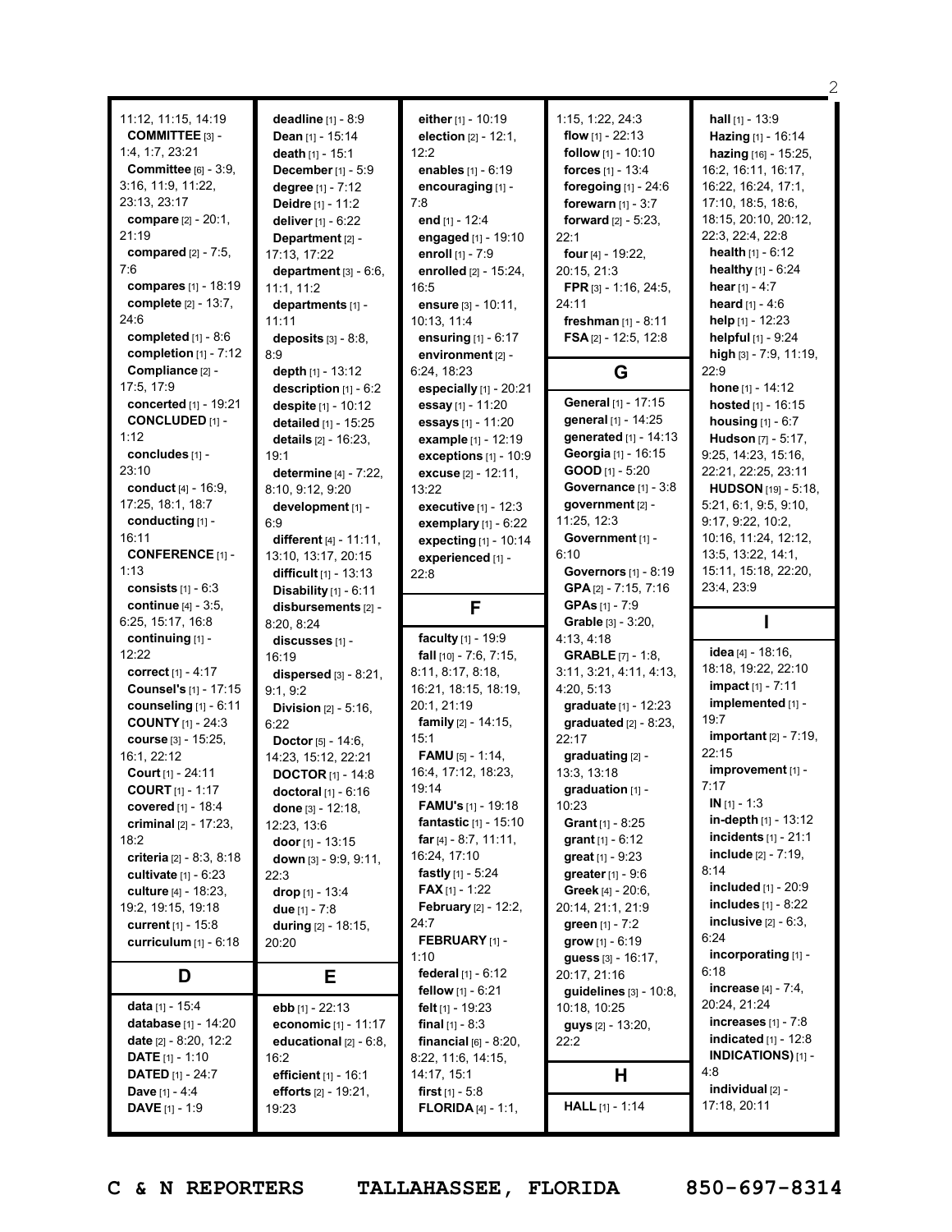11:12, 11:15, 14:19
**COMMITTEE** [3] - 1:4, 1:7, 23:21
**Committee** [6] - 3:9, 3:16, 11:9, 11:22, 23:13, 23:17
**compare** [2] - 20:1, 21:19
**compared** [2] - 7:5, 7:6
**compares** [1] - 18:19
**complete** [2] - 13:7, 24:6
**completed** [1] - 8:6
**completion** [1] - 7:12
**Compliance** [2] - 17:5, 17:9
**concerted** [1] - 19:21
**CONCLUDED** [1] - 1:12
**concludes** [1] - 23:10
**conduct** [4] - 16:9, 17:25, 18:1, 18:7
**conducting** [1] - 16:11
**CONFERENCE** [1] - 1:13
**consists** [1] - 6:3
**continue** [4] - 3:5, 6:25, 15:17, 16:8
**continuing** [1] - 12:22
**correct** [1] - 4:17
**Counsel's** [1] - 17:15
**counseling** [1] - 6:11
**COUNTY** [1] - 24:3
**course** [3] - 15:25, 16:1, 22:12
**Court** [1] - 24:11
**COURT** [1] - 1:17
**covered** [1] - 18:4
**criminal** [2] - 17:23, 18:2
**criteria** [2] - 8:3, 8:18
**cultivate** [1] - 6:23
**culture** [4] - 18:23, 19:2, 19:15, 19:18
**current** [1] - 15:8
**curriculum** [1] - 6:18

## D

**data** [1] - 15:4
**database** [1] - 14:20
**date** [2] - 8:20, 12:2
**DATE** [1] - 1:10
**DATED** [1] - 24:7
**Dave** [1] - 4:4
**DAVE** [1] - 1:9
**deadline** [1] - 8:9
**Dean** [1] - 15:14
**death** [1] - 15:1
**December** [1] - 5:9
**degree** [1] - 7:12
**Deidre** [1] - 11:2
**deliver** [1] - 6:22
**Department** [2] - 17:13, 17:22
**department** [3] - 6:6, 11:1, 11:2
**departments** [1] - 11:11
**deposits** [3] - 8:8, 8:9
**depth** [1] - 13:12
**description** [1] - 6:2
**despite** [1] - 10:12
**detailed** [1] - 15:25
**details** [2] - 16:23, 19:1
**determine** [4] - 7:22, 8:10, 9:12, 9:20
**development** [1] - 6:9
**different** [4] - 11:11, 13:10, 13:17, 20:15
**difficult** [1] - 13:13
**Disability** [1] - 6:11
**disbursements** [2] - 8:20, 8:24
**discusses** [1] - 16:19
**dispersed** [3] - 8:21, 9:1, 9:2
**Division** [2] - 5:16, 6:22
**Doctor** [5] - 14:6, 14:23, 15:12, 22:21
**DOCTOR** [1] - 14:8
**doctoral** [1] - 6:16
**done** [3] - 12:18, 12:23, 13:6
**door** [1] - 13:15
**down** [3] - 9:9, 9:11, 22:3
**drop** [1] - 13:4
**due** [1] - 7:8
**during** [2] - 18:15, 20:20

## E

**ebb** [1] - 22:13
**economic** [1] - 11:17
**educational** [2] - 6:8, 16:2
**efficient** [1] - 16:1
**efforts** [2] - 19:21, 19:23
**either** [1] - 10:19
**election** [2] - 12:1, 12:2
**enables** [1] - 6:19
**encouraging** [1] - 7:8
**end** [1] - 12:4
**engaged** [1] - 19:10
**enroll** [1] - 7:9
**enrolled** [2] - 15:24, 16:5
**ensure** [3] - 10:11, 10:13, 11:4
**ensuring** [1] - 6:17
**environment** [2] - 6:24, 18:23
**especially** [1] - 20:21
**essay** [1] - 11:20
**essays** [1] - 11:20
**example** [1] - 12:19
**exceptions** [1] - 10:9
**excuse** [2] - 12:11, 13:22
**executive** [1] - 12:3
**exemplary** [1] - 6:22
**expecting** [1] - 10:14
**experienced** [1] - 22:8

## F

**faculty** [1] - 19:9
**fall** [10] - 7:6, 7:15, 8:11, 8:17, 8:18, 16:21, 18:15, 18:19, 20:1, 21:19
**family** [2] - 14:15, 15:1
**FAMU** [5] - 1:14, 16:4, 17:12, 18:23, 19:14
**FAMU's** [1] - 19:18
**fantastic** [1] - 15:10
**far** [4] - 8:7, 11:11, 16:24, 17:10
**fastly** [1] - 5:24
**FAX** [1] - 1:22
**February** [2] - 12:2, 24:7
**FEBRUARY** [1] - 1:10
**federal** [1] - 6:12
**fellow** [1] - 6:21
**felt** [1] - 19:23
**final** [1] - 8:3
**financial** [6] - 8:20, 8:22, 11:6, 14:15, 14:17, 15:1
**first** [1] - 5:8
**FLORIDA** [4] - 1:1, 1:15, 1:22, 24:3
**flow** [1] - 22:13
**follow** [1] - 10:10
**forces** [1] - 13:4
**foregoing** [1] - 24:6
**forewarn** [1] - 3:7
**forward** [2] - 5:23, 22:1
**four** [4] - 19:22, 20:15, 21:3
**FPR** [3] - 1:16, 24:5, 24:11
**freshman** [1] - 8:11
**FSA** [2] - 12:5, 12:8

## G

**General** [1] - 17:15
**general** [1] - 14:25
**generated** [1] - 14:13
**Georgia** [1] - 16:15
**GOOD** [1] - 5:20
**Governance** [1] - 3:8
**government** [2] - 11:25, 12:3
**Government** [1] - 6:10
**Governors** [1] - 8:19
**GPA** [2] - 7:15, 7:16
**GPAs** [1] - 7:9
**Grable** [3] - 3:20, 4:13, 4:18
**GRABLE** [7] - 1:8, 3:11, 3:21, 4:11, 4:13, 4:20, 5:13
**graduate** [1] - 12:23
**graduated** [2] - 8:23, 22:17
**graduating** [2] - 13:3, 13:18
**graduation** [1] - 10:23
**Grant** [1] - 8:25
**grant** [1] - 6:12
**great** [1] - 9:23
**greater** [1] - 9:6
**Greek** [4] - 20:6, 20:14, 21:1, 21:9
**green** [1] - 7:2
**grow** [1] - 6:19
**guess** [3] - 16:17, 20:17, 21:16
**guidelines** [3] - 10:8, 10:18, 10:25
**guys** [2] - 13:20, 22:2

## H

**HALL** [1] - 1:14
**hall** [1] - 13:9
**Hazing** [1] - 16:14
**hazing** [16] - 15:25, 16:2, 16:11, 16:17, 16:22, 16:24, 17:1, 17:10, 18:5, 18:6, 18:15, 20:10, 20:12, 22:3, 22:4, 22:8
**health** [1] - 6:12
**healthy** [1] - 6:24
**hear** [1] - 4:7
**heard** [1] - 4:6
**help** [1] - 12:23
**helpful** [1] - 9:24
**high** [3] - 7:9, 11:19, 22:9
**hone** [1] - 14:12
**hosted** [1] - 16:15
**housing** [1] - 6:7
**Hudson** [7] - 5:17, 9:25, 14:23, 15:16, 22:21, 22:25, 23:11
**HUDSON** [19] - 5:18, 5:21, 6:1, 9:5, 9:10, 9:17, 9:22, 10:2, 10:16, 11:24, 12:12, 13:5, 13:22, 14:1, 15:11, 15:18, 22:20, 23:4, 23:9

## I

**idea** [4] - 18:16, 18:18, 19:22, 22:10
**impact** [1] - 7:11
**implemented** [1] - 19:7
**important** [2] - 7:19, 22:15
**improvement** [1] - 7:17
**IN** [1] - 1:3
**in-depth** [1] - 13:12
**incidents** [1] - 21:1
**include** [2] - 7:19, 8:14
**included** [1] - 20:9
**includes** [1] - 8:22
**inclusive** [2] - 6:3, 6:24
**incorporating** [1] - 6:18
**increase** [4] - 7:4, 20:24, 21:24
**increases** [1] - 7:8
**indicated** [1] - 12:8
**INDICATIONS)** [1] - 4:8
**individual** [2] - 17:18, 20:11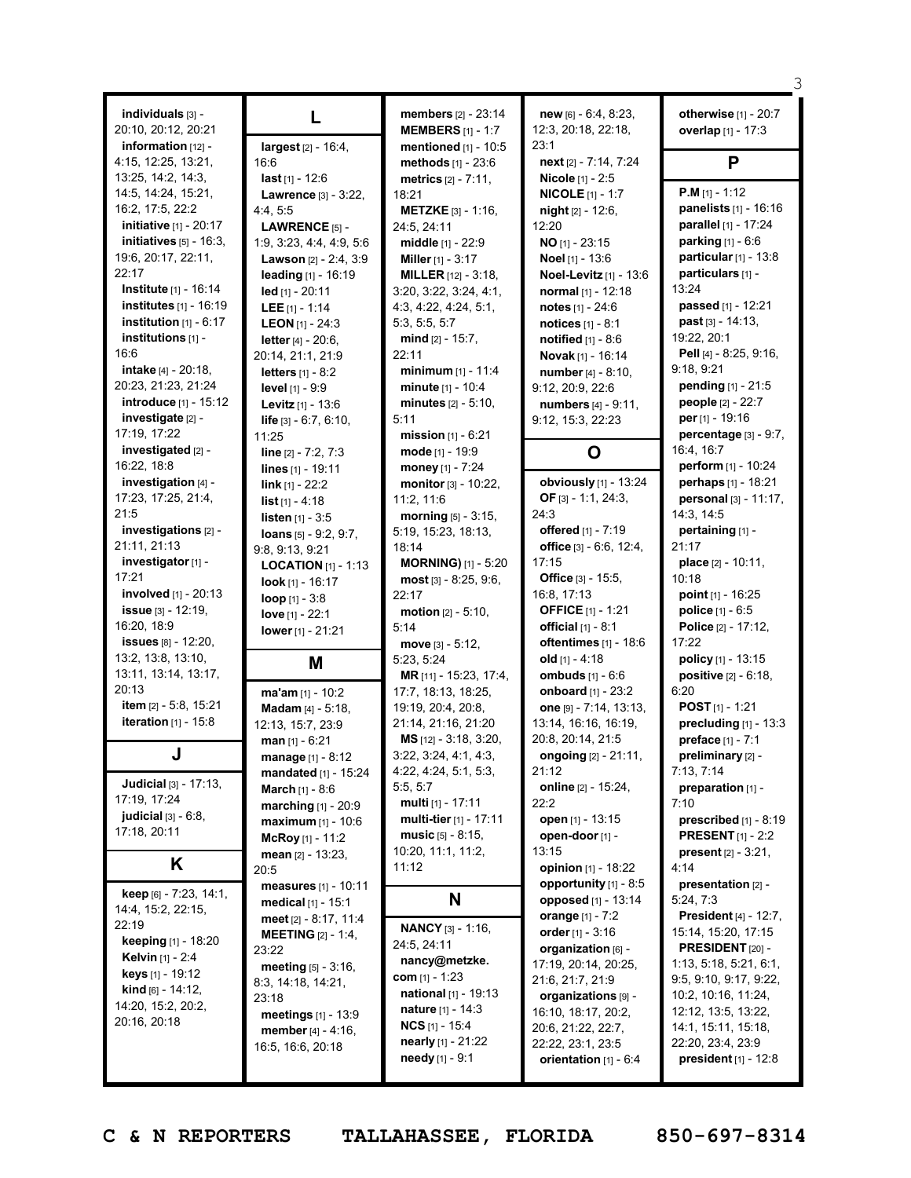**individuals** [3] - 20:10, 20:12, 20:21
**information** [12] - 4:15, 12:25, 13:21, 13:25, 14:2, 14:3, 14:5, 14:24, 15:21, 16:2, 17:5, 22:2
**initiative** [1] - 20:17
**initiatives** [5] - 16:3, 19:6, 20:17, 22:11, 22:17
**Institute** [1] - 16:14
**institutes** [1] - 16:19
**institution** [1] - 6:17
**institutions** [1] - 16:6
**intake** [4] - 20:18, 20:23, 21:23, 21:24
**introduce** [1] - 15:12
**investigate** [2] - 17:19, 17:22
**investigated** [2] - 16:22, 18:8
**investigation** [4] - 17:23, 17:25, 21:4, 21:5
**investigations** [2] - 21:11, 21:13
**investigator** [1] - 17:21
**involved** [1] - 20:13
**issue** [3] - 12:19, 16:20, 18:9
**issues** [8] - 12:20, 13:2, 13:8, 13:10, 13:11, 13:14, 13:17, 20:13
**item** [2] - 5:8, 15:21
**iteration** [1] - 15:8

## J

**Judicial** [3] - 17:13, 17:19, 17:24
**judicial** [3] - 6:8, 17:18, 20:11

## K

**keep** [6] - 7:23, 14:1, 14:4, 15:2, 22:15, 22:19
**keeping** [1] - 18:20
**Kelvin** [1] - 2:4
**keys** [1] - 19:12
**kind** [6] - 14:12, 14:20, 15:2, 20:2, 20:16, 20:18

## L

**largest** [2] - 16:4, 16:6
**last** [1] - 12:6
**Lawrence** [3] - 3:22, 4:4, 5:5
**LAWRENCE** [5] - 1:9, 3:23, 4:4, 4:9, 5:6
**Lawson** [2] - 2:4, 3:9
**leading** [1] - 16:19
**led** [1] - 20:11
**LEE** [1] - 1:14
**LEON** [1] - 24:3
**letter** [4] - 20:6, 20:14, 21:1, 21:9
**letters** [1] - 8:2
**level** [1] - 9:9
**Levitz** [1] - 13:6
**life** [3] - 6:7, 6:10, 11:25
**line** [2] - 7:2, 7:3
**lines** [1] - 19:11
**link** [1] - 22:2
**list** [1] - 4:18
**listen** [1] - 3:5
**loans** [5] - 9:2, 9:7, 9:8, 9:13, 9:21
**LOCATION** [1] - 1:13
**look** [1] - 16:17
**loop** [1] - 3:8
**love** [1] - 22:1
**lower** [1] - 21:21

## M

**ma'am** [1] - 10:2
**Madam** [4] - 5:18, 12:13, 15:7, 23:9
**man** [1] - 6:21
**manage** [1] - 8:12
**mandated** [1] - 15:24
**March** [1] - 8:6
**marching** [1] - 20:9
**maximum** [1] - 10:6
**McRoy** [1] - 11:2
**mean** [2] - 13:23, 20:5
**measures** [1] - 10:11
**medical** [1] - 15:1
**meet** [2] - 8:17, 11:4
**MEETING** [2] - 1:4, 23:22
**meeting** [5] - 3:16, 8:3, 14:18, 14:21, 23:18
**meetings** [1] - 13:9
**member** [4] - 4:16, 16:5, 16:6, 20:18
**members** [2] - 23:14
**MEMBERS** [1] - 1:7
**mentioned** [1] - 10:5
**methods** [1] - 23:6
**metrics** [2] - 7:11, 18:21
**METZKE** [3] - 1:16, 24:5, 24:11
**middle** [1] - 22:9
**Miller** [1] - 3:17
**MILLER** [12] - 3:18, 3:20, 3:22, 3:24, 4:1, 4:3, 4:22, 4:24, 5:1, 5:3, 5:5, 5:7
**mind** [2] - 15:7, 22:11
**minimum** [1] - 11:4
**minute** [1] - 10:4
**minutes** [2] - 5:10, 5:11
**mission** [1] - 6:21
**mode** [1] - 19:9
**money** [1] - 7:24
**monitor** [3] - 10:22, 11:2, 11:6
**morning** [5] - 3:15, 5:19, 15:23, 18:13, 18:14
**MORNING)** [1] - 5:20
**most** [3] - 8:25, 9:6, 22:17
**motion** [2] - 5:10, 5:14
**move** [3] - 5:12, 5:23, 5:24
**MR** [11] - 15:23, 17:4, 17:7, 18:13, 18:25, 19:19, 20:4, 20:8, 21:14, 21:16, 21:20
**MS** [12] - 3:18, 3:20, 3:22, 3:24, 4:1, 4:3, 4:22, 4:24, 5:1, 5:3, 5:5, 5:7
**multi** [1] - 17:11
**multi-tier** [1] - 17:11
**music** [5] - 8:15, 10:20, 11:1, 11:2, 11:12

## N

**NANCY** [3] - 1:16, 24:5, 24:11
**nancy@metzke.com** [1] - 1:23
**national** [1] - 19:13
**nature** [1] - 14:3
**NCS** [1] - 15:4
**nearly** [1] - 21:22
**needy** [1] - 9:1
**new** [6] - 6:4, 8:23, 12:3, 20:18, 22:18, 23:1
**next** [2] - 7:14, 7:24
**Nicole** [1] - 2:5
**NICOLE** [1] - 1:7
**night** [2] - 12:6, 12:20
**NO** [1] - 23:15
**Noel** [1] - 13:6
**Noel-Levitz** [1] - 13:6
**normal** [1] - 12:18
**notes** [1] - 24:6
**notices** [1] - 8:1
**notified** [1] - 8:6
**Novak** [1] - 16:14
**number** [4] - 8:10, 9:12, 20:9, 22:6
**numbers** [4] - 9:11, 9:12, 15:3, 22:23

## O

**obviously** [1] - 13:24
**OF** [3] - 1:1, 24:3, 24:3
**offered** [1] - 7:19
**office** [3] - 6:6, 12:4, 17:15
**Office** [3] - 15:5, 16:8, 17:13
**OFFICE** [1] - 1:21
**official** [1] - 8:1
**oftentimes** [1] - 18:6
**old** [1] - 4:18
**ombuds** [1] - 6:6
**onboard** [1] - 23:2
**one** [9] - 7:14, 13:13, 13:14, 16:16, 16:19, 20:8, 20:14, 21:5
**ongoing** [2] - 21:11, 21:12
**online** [2] - 15:24, 22:2
**open** [1] - 13:15
**open-door** [1] - 13:15
**opinion** [1] - 18:22
**opportunity** [1] - 8:5
**opposed** [1] - 13:14
**orange** [1] - 7:2
**order** [1] - 3:16
**organization** [6] - 17:19, 20:14, 20:25, 21:6, 21:7, 21:9
**organizations** [9] - 16:10, 18:17, 20:2, 20:6, 21:22, 22:7, 22:22, 23:1, 23:5
**orientation** [1] - 6:4
**otherwise** [1] - 20:7
**overlap** [1] - 17:3

## P

**P.M** [1] - 1:12
**panelists** [1] - 16:16
**parallel** [1] - 17:24
**parking** [1] - 6:6
**particular** [1] - 13:8
**particulars** [1] - 13:24
**passed** [1] - 12:21
**past** [3] - 14:13, 19:22, 20:1
**Pell** [4] - 8:25, 9:16, 9:18, 9:21
**pending** [1] - 21:5
**people** [2] - 22:7
**per** [1] - 19:16
**percentage** [3] - 9:7, 16:4, 16:7
**perform** [1] - 10:24
**perhaps** [1] - 18:21
**personal** [3] - 11:17, 14:3, 14:5
**pertaining** [1] - 21:17
**place** [2] - 10:11, 10:18
**point** [1] - 16:25
**police** [1] - 6:5
**Police** [2] - 17:12, 17:22
**policy** [1] - 13:15
**positive** [2] - 6:18, 6:20
**POST** [1] - 1:21
**precluding** [1] - 13:3
**preface** [1] - 7:1
**preliminary** [2] - 7:13, 7:14
**preparation** [1] - 7:10
**prescribed** [1] - 8:19
**PRESENT** [1] - 2:2
**present** [2] - 3:21, 4:14
**presentation** [2] - 5:24, 7:3
**President** [4] - 12:7, 15:14, 15:20, 17:15
**PRESIDENT** [20] - 1:13, 5:18, 5:21, 6:1, 9:5, 9:10, 9:17, 9:22, 10:2, 10:16, 11:24, 12:12, 13:5, 13:22, 14:1, 15:11, 15:18, 22:20, 23:4, 23:9
**president** [1] - 12:8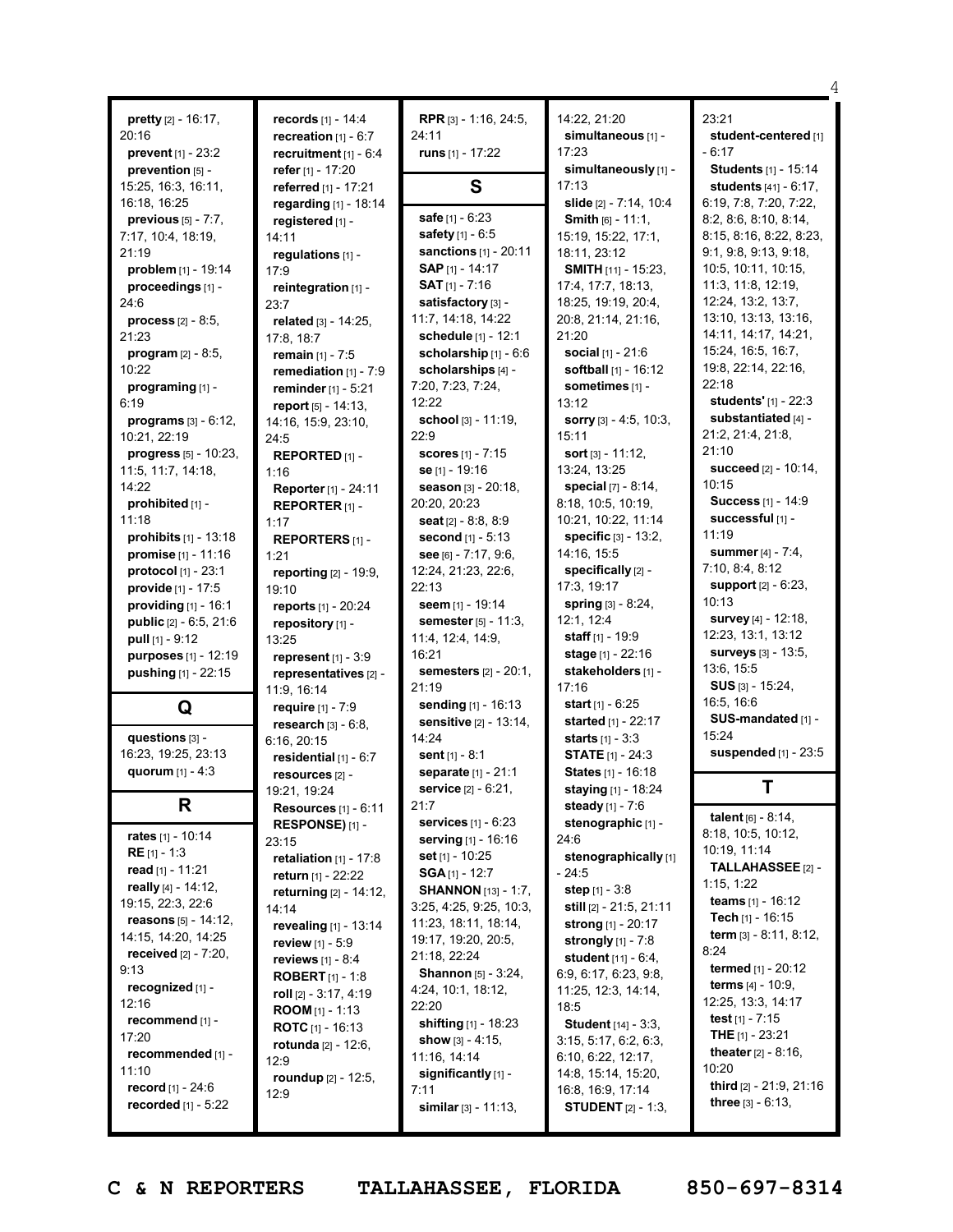**pretty** [2] - 16:17, 20:16
**prevent** [1] - 23:2
**prevention** [5] - 15:25, 16:3, 16:11, 16:18, 16:25
**previous** [5] - 7:7, 7:17, 10:4, 18:19, 21:19
**problem** [1] - 19:14
**proceedings** [1] - 24:6
**process** [2] - 8:5, 21:23
**program** [2] - 8:5, 10:22
**programing** [1] - 6:19
**programs** [3] - 6:12, 10:21, 22:19
**progress** [5] - 10:23, 11:5, 11:7, 14:18, 14:22
**prohibited** [1] - 11:18
**prohibits** [1] - 13:18
**promise** [1] - 11:16
**protocol** [1] - 23:1
**provide** [1] - 17:5
**providing** [1] - 16:1
**public** [2] - 6:5, 21:6
**pull** [1] - 9:12
**purposes** [1] - 12:19
**pushing** [1] - 22:15

## Q

**questions** [3] - 16:23, 19:25, 23:13
**quorum** [1] - 4:3

## R

**rates** [1] - 10:14
**RE** [1] - 1:3
**read** [1] - 11:21
**really** [4] - 14:12, 19:15, 22:3, 22:6
**reasons** [5] - 14:12, 14:15, 14:20, 14:25
**received** [2] - 7:20, 9:13
**recognized** [1] - 12:16
**recommend** [1] - 17:20
**recommended** [1] - 11:10
**record** [1] - 24:6
**recorded** [1] - 5:22
**records** [1] - 14:4
**recreation** [1] - 6:7
**recruitment** [1] - 6:4
**refer** [1] - 17:20
**referred** [1] - 17:21
**regarding** [1] - 18:14
**registered** [1] - 14:11
**regulations** [1] - 17:9
**reintegration** [1] - 23:7
**related** [3] - 14:25, 17:8, 18:7
**remain** [1] - 7:5
**remediation** [1] - 7:9
**reminder** [1] - 5:21
**report** [5] - 14:13, 14:16, 15:9, 23:10, 24:5
**REPORTED** [1] - 1:16
**Reporter** [1] - 24:11
**REPORTER** [1] - 1:17
**REPORTERS** [1] - 1:21
**reporting** [2] - 19:9, 19:10
**reports** [1] - 20:24
**repository** [1] - 13:25
**represent** [1] - 3:9
**representatives** [2] - 11:9, 16:14
**require** [1] - 7:9
**research** [3] - 6:8, 6:16, 20:15
**residential** [1] - 6:7
**resources** [2] - 19:21, 19:24
**Resources** [1] - 6:11
**RESPONSE)** [1] - 23:15
**retaliation** [1] - 17:8
**return** [1] - 22:22
**returning** [2] - 14:12, 14:14
**revealing** [1] - 13:14
**review** [1] - 5:9
**reviews** [1] - 8:4
**ROBERT** [1] - 1:8
**roll** [2] - 3:17, 4:19
**ROOM** [1] - 1:13
**ROTC** [1] - 16:13
**rotunda** [2] - 12:6, 12:9
**roundup** [2] - 12:5, 12:9
**RPR** [3] - 1:16, 24:5, 24:11
**runs** [1] - 17:22

## S

**safe** [1] - 6:23
**safety** [1] - 6:5
**sanctions** [1] - 20:11
**SAP** [1] - 14:17
**SAT** [1] - 7:16
**satisfactory** [3] - 11:7, 14:18, 14:22
**schedule** [1] - 12:1
**scholarship** [1] - 6:6
**scholarships** [4] - 7:20, 7:23, 7:24, 12:22
**school** [3] - 11:19, 22:9
**scores** [1] - 7:15
**se** [1] - 19:16
**season** [3] - 20:18, 20:20, 20:23
**seat** [2] - 8:8, 8:9
**second** [1] - 5:13
**see** [6] - 7:17, 9:6, 12:24, 21:23, 22:6, 22:13
**seem** [1] - 19:14
**semester** [5] - 11:3, 11:4, 12:4, 14:9, 16:21
**semesters** [2] - 20:1, 21:19
**sending** [1] - 16:13
**sensitive** [2] - 13:14, 14:24
**sent** [1] - 8:1
**separate** [1] - 21:1
**service** [2] - 6:21, 21:7
**services** [1] - 6:23
**serving** [1] - 16:16
**set** [1] - 10:25
**SGA** [1] - 12:7
**SHANNON** [13] - 1:7, 3:25, 4:25, 9:25, 10:3, 11:23, 18:11, 18:14, 19:17, 19:20, 20:5, 21:18, 22:24
**Shannon** [5] - 3:24, 4:24, 10:1, 18:12, 22:20
**shifting** [1] - 18:23
**show** [3] - 4:15, 11:16, 14:14
**significantly** [1] - 7:11
**similar** [3] - 11:13, 14:22, 21:20
**simultaneous** [1] - 17:23
**simultaneously** [1] - 17:13
**slide** [2] - 7:14, 10:4
**Smith** [6] - 11:1, 15:19, 15:22, 17:1, 18:11, 23:12
**SMITH** [11] - 15:23, 17:4, 17:7, 18:13, 18:25, 19:19, 20:4, 20:8, 21:14, 21:16, 21:20
**social** [1] - 21:6
**softball** [1] - 16:12
**sometimes** [1] - 13:12
**sorry** [3] - 4:5, 10:3, 15:11
**sort** [3] - 11:12, 13:24, 13:25
**special** [7] - 8:14, 8:18, 10:5, 10:19, 10:21, 10:22, 11:14
**specific** [3] - 13:2, 14:16, 15:5
**specifically** [2] - 17:3, 19:17
**spring** [3] - 8:24, 12:1, 12:4
**staff** [1] - 19:9
**stage** [1] - 22:16
**stakeholders** [1] - 17:16
**start** [1] - 6:25
**started** [1] - 22:17
**starts** [1] - 3:3
**STATE** [1] - 24:3
**States** [1] - 16:18
**staying** [1] - 18:24
**steady** [1] - 7:6
**stenographic** [1] - 24:6
**stenographically** [1] - 24:5
**step** [1] - 3:8
**still** [2] - 21:5, 21:11
**strong** [1] - 20:17
**strongly** [1] - 7:8
**student** [11] - 6:4, 6:9, 6:17, 6:23, 9:8, 11:25, 12:3, 14:14, 18:5
**Student** [14] - 3:3, 3:15, 5:17, 6:2, 6:3, 6:10, 6:22, 12:17, 14:8, 15:14, 15:20, 16:8, 16:9, 17:14
**STUDENT** [2] - 1:3, 23:21
**student-centered** [1] - 6:17
**Students** [1] - 15:14
**students** [41] - 6:17, 6:19, 7:8, 7:20, 7:22, 8:2, 8:6, 8:10, 8:14, 8:15, 8:16, 8:22, 8:23, 9:1, 9:8, 9:13, 9:18, 10:5, 10:11, 10:15, 11:3, 11:8, 12:19, 12:24, 13:2, 13:7, 13:10, 13:13, 13:16, 14:11, 14:17, 14:21, 15:24, 16:5, 16:7, 19:8, 22:14, 22:16, 22:18
**students'** [1] - 22:3
**substantiated** [4] - 21:2, 21:4, 21:8, 21:10
**succeed** [2] - 10:14, 10:15
**Success** [1] - 14:9
**successful** [1] - 11:19
**summer** [4] - 7:4, 7:10, 8:4, 8:12
**support** [2] - 6:23, 10:13
**survey** [4] - 12:18, 12:23, 13:1, 13:12
**surveys** [3] - 13:5, 13:6, 15:5
**SUS** [3] - 15:24, 16:5, 16:6
**SUS-mandated** [1] - 15:24
**suspended** [1] - 23:5

## T

**talent** [6] - 8:14, 8:18, 10:5, 10:12, 10:19, 11:14
**TALLAHASSEE** [2] - 1:15, 1:22
**teams** [1] - 16:12
**Tech** [1] - 16:15
**term** [3] - 8:11, 8:12, 8:24
**termed** [1] - 20:12
**terms** [4] - 10:9, 12:25, 13:3, 14:17
**test** [1] - 7:15
**THE** [1] - 23:21
**theater** [2] - 8:16, 10:20
**third** [2] - 21:9, 21:16
**three** [3] - 6:13,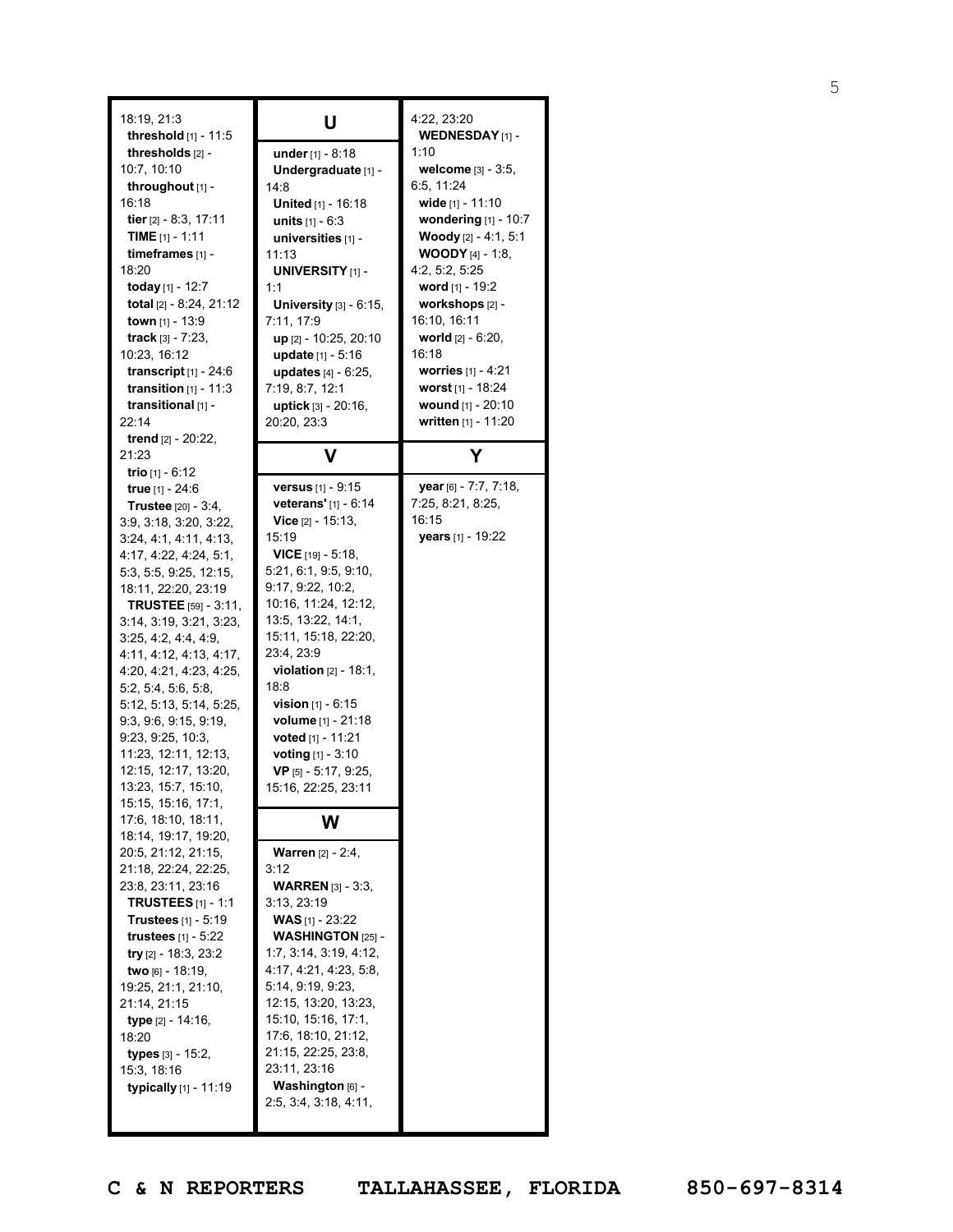18:19, 21:3
**threshold** [1] - 11:5
**thresholds** [2] - 10:7, 10:10
**throughout** [1] - 16:18
**tier** [2] - 8:3, 17:11
**TIME** [1] - 1:11
**timeframes** [1] - 18:20
**today** [1] - 12:7
**total** [2] - 8:24, 21:12
**town** [1] - 13:9
**track** [3] - 7:23, 10:23, 16:12
**transcript** [1] - 24:6
**transition** [1] - 11:3
**transitional** [1] - 22:14
**trend** [2] - 20:22, 21:23
**trio** [1] - 6:12
**true** [1] - 24:6
**Trustee** [20] - 3:4, 3:9, 3:18, 3:20, 3:22, 3:24, 4:1, 4:11, 4:13, 4:17, 4:22, 4:24, 5:1, 5:3, 5:5, 9:25, 12:15, 18:11, 22:20, 23:19
**TRUSTEE** [59] - 3:11, 3:14, 3:19, 3:21, 3:23, 3:25, 4:2, 4:4, 4:9, 4:11, 4:12, 4:13, 4:17, 4:20, 4:21, 4:23, 4:25, 5:2, 5:4, 5:6, 5:8, 5:12, 5:13, 5:14, 5:25, 9:3, 9:6, 9:15, 9:19, 9:23, 9:25, 10:3, 11:23, 12:11, 12:13, 12:15, 12:17, 13:20, 13:23, 15:7, 15:10, 15:15, 15:16, 17:1, 17:6, 18:10, 18:11, 18:14, 19:17, 19:20, 20:5, 21:12, 21:15, 21:18, 22:24, 22:25, 23:8, 23:11, 23:16
**TRUSTEES** [1] - 1:1
**Trustees** [1] - 5:19
**trustees** [1] - 5:22
**try** [2] - 18:3, 23:2
**two** [6] - 18:19, 19:25, 21:1, 21:10, 21:14, 21:15
**type** [2] - 14:16, 18:20
**types** [3] - 15:2, 15:3, 18:16
**typically** [1] - 11:19

## U

**under** [1] - 8:18
**Undergraduate** [1] - 14:8
**United** [1] - 16:18
**units** [1] - 6:3
**universities** [1] - 11:13
**UNIVERSITY** [1] - 1:1
**University** [3] - 6:15, 7:11, 17:9
**up** [2] - 10:25, 20:10
**update** [1] - 5:16
**updates** [4] - 6:25, 7:19, 8:7, 12:1
**uptick** [3] - 20:16, 20:20, 23:3

## V

**versus** [1] - 9:15
**veterans'** [1] - 6:14
**Vice** [2] - 15:13, 15:19
**VICE** [19] - 5:18, 5:21, 6:1, 9:5, 9:10, 9:17, 9:22, 10:2, 10:16, 11:24, 12:12, 13:5, 13:22, 14:1, 15:11, 15:18, 22:20, 23:4, 23:9
**violation** [2] - 18:1, 18:8
**vision** [1] - 6:15
**volume** [1] - 21:18
**voted** [1] - 11:21
**voting** [1] - 3:10
**VP** [5] - 5:17, 9:25, 15:16, 22:25, 23:11

## W

**Warren** [2] - 2:4, 3:12
**WARREN** [3] - 3:3, 3:13, 23:19
**WAS** [1] - 23:22
**WASHINGTON** [25] - 1:7, 3:14, 3:19, 4:12, 4:17, 4:21, 4:23, 5:8, 5:14, 9:19, 9:23, 12:15, 13:20, 13:23, 15:10, 15:16, 17:1, 17:6, 18:10, 21:12, 21:15, 22:25, 23:8, 23:11, 23:16
**Washington** [6] - 2:5, 3:4, 3:18, 4:11, 4:22, 23:20
**WEDNESDAY** [1] - 1:10
**welcome** [3] - 3:5, 6:5, 11:24
**wide** [1] - 11:10
**wondering** [1] - 10:7
**Woody** [2] - 4:1, 5:1
**WOODY** [4] - 1:8, 4:2, 5:2, 5:25
**word** [1] - 19:2
**workshops** [2] - 16:10, 16:11
**world** [2] - 6:20, 16:18
**worries** [1] - 4:21
**worst** [1] - 18:24
**wound** [1] - 20:10
**written** [1] - 11:20

## Y

**year** [6] - 7:7, 7:18, 7:25, 8:21, 8:25, 16:15
**years** [1] - 19:22

C & N REPORTERS TALLAHASSEE, FLORIDA 850-697-8314